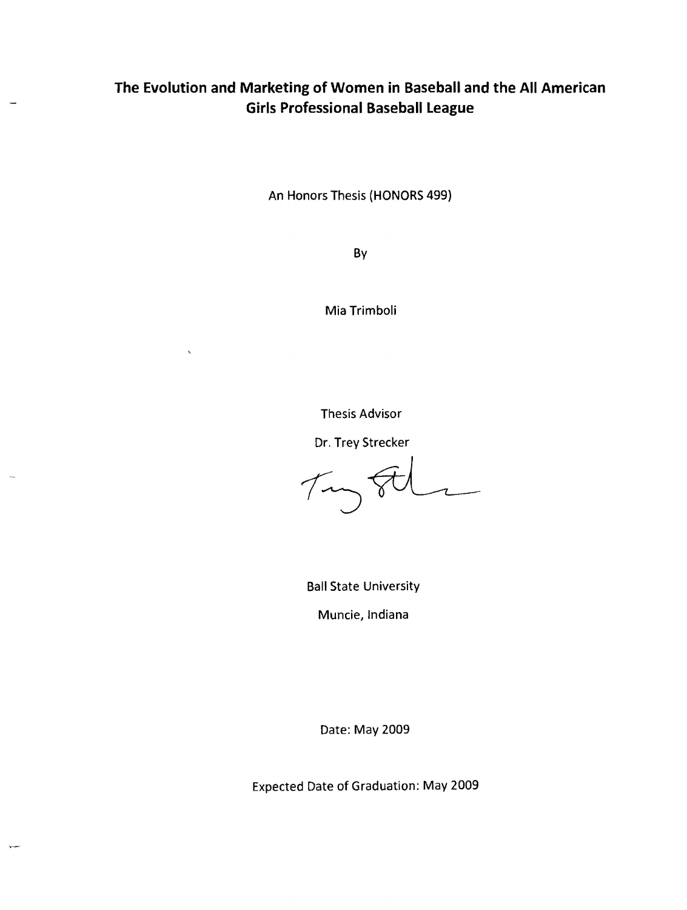# The Evolution and Marketing of Women in Baseball and the All American Girls Professional Baseball League

An Honors Thesis (HONORS 499)

By

Mia Trimboli

Thesis Advisor

Dr. Trey Strecker

Ball State University

Muncie, Indiana

Date: May 2009

Expected Date of Graduation: May 2009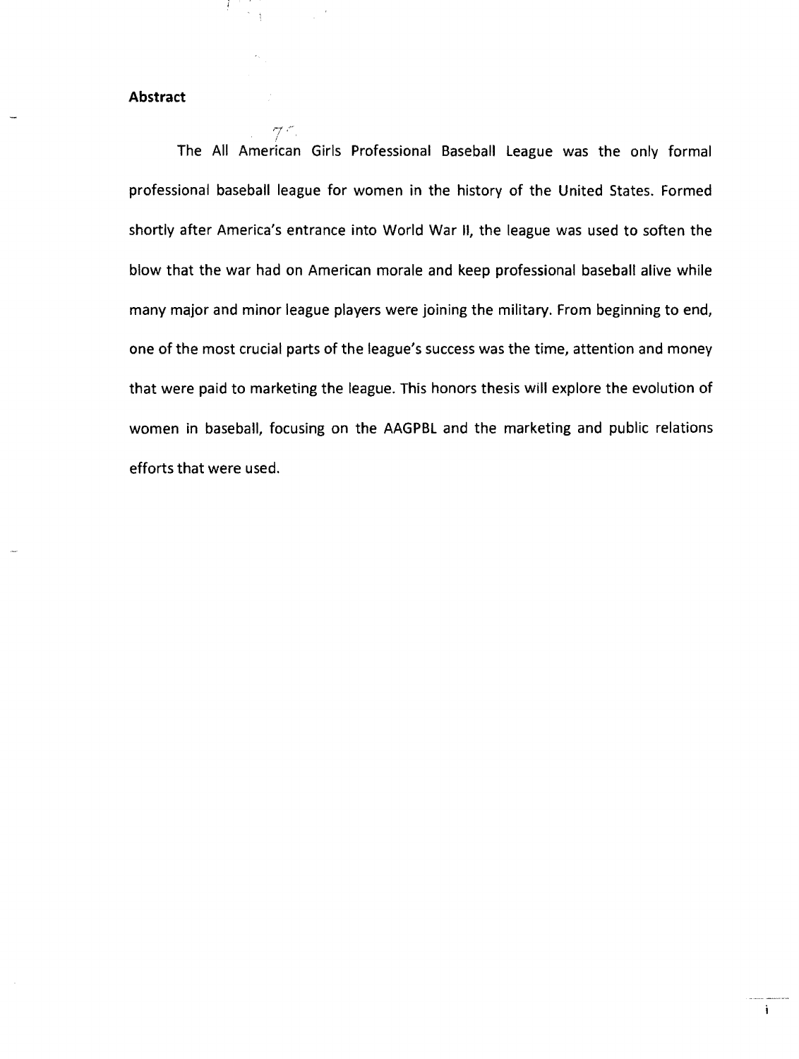## Abstract

The All American Girls Professional Baseball League was the only formal professional baseball league for women in the history of the United States. Formed shortly after America's entrance into World War II, the league was used to soften the blow that the war had on American morale and keep professional baseball alive while many major and minor league players were joining the military. From beginning to end, one of the most crucial parts of the league's success was the time, attention and money that were paid to marketing the league. This honors thesis will explore the evolution of women in baseball, focusing on the AAGPBL and the marketing and public relations efforts that were used.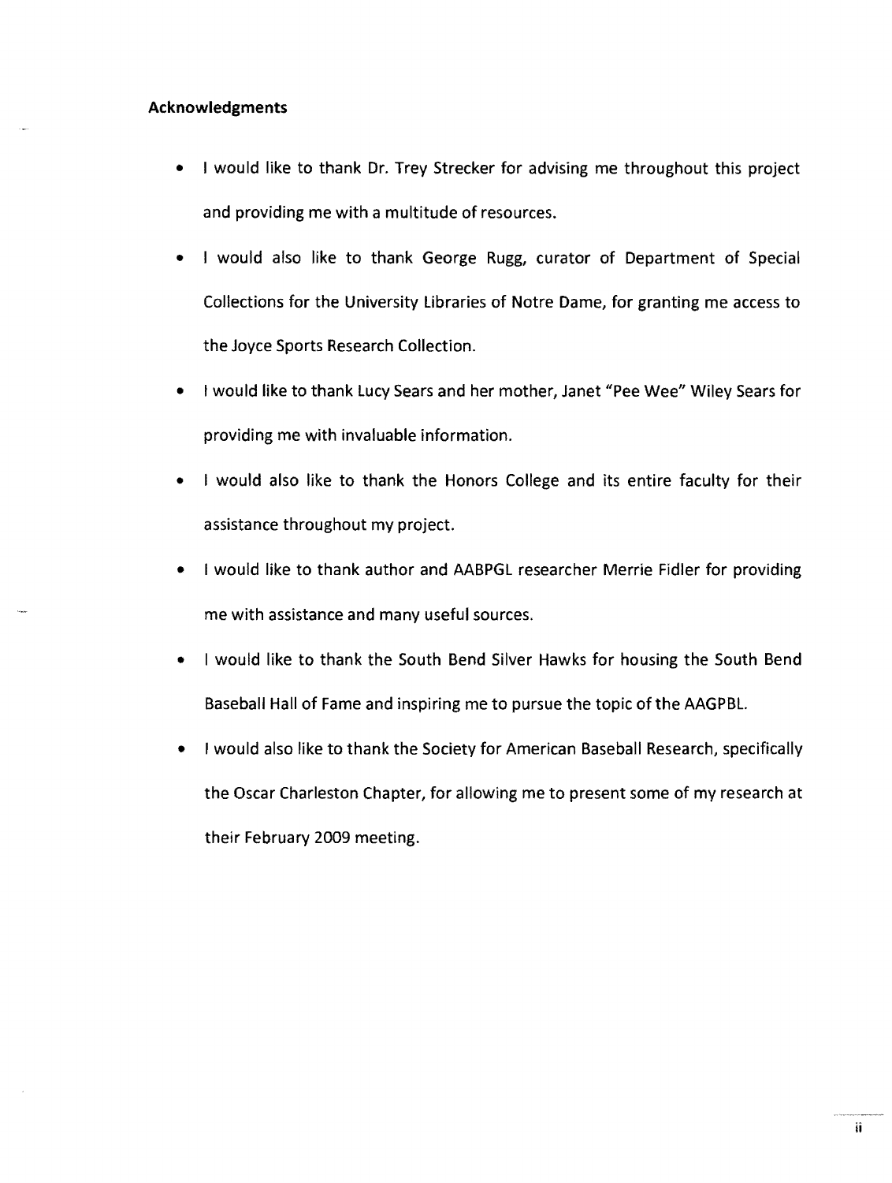**Acknowledgments**

- I would like to thank Dr. Trey Strecker for advising me throughout this project and providing me with a multitude of resources.
- I would also like to thank George Rugg, curator of Department of Special Collections for the University Libraries of Notre Dame, for granting me access to the Joyce Sports Research Collection.
- I would like to thank Lucy Sears and her mother, Janet "Pee Wee" Wiley Sears for providing me with invaluable information.
- I would also like to thank the Honors College and its entire faculty for their assistance throughout my project.
- I would like to thank author and AABPGL researcher Merrie Fidler for providing me with assistance and many useful sources.
- I would like to thank the South Bend Silver Hawks for housing the South Bend Baseball Hall of Fame and inspiring me to pursue the topic of the AAGPBL.
- I would also like to thank the Society for American Baseball Research, specifically the Oscar Charleston Chapter, for allowing me to present some of my research at their February 2009 meeting.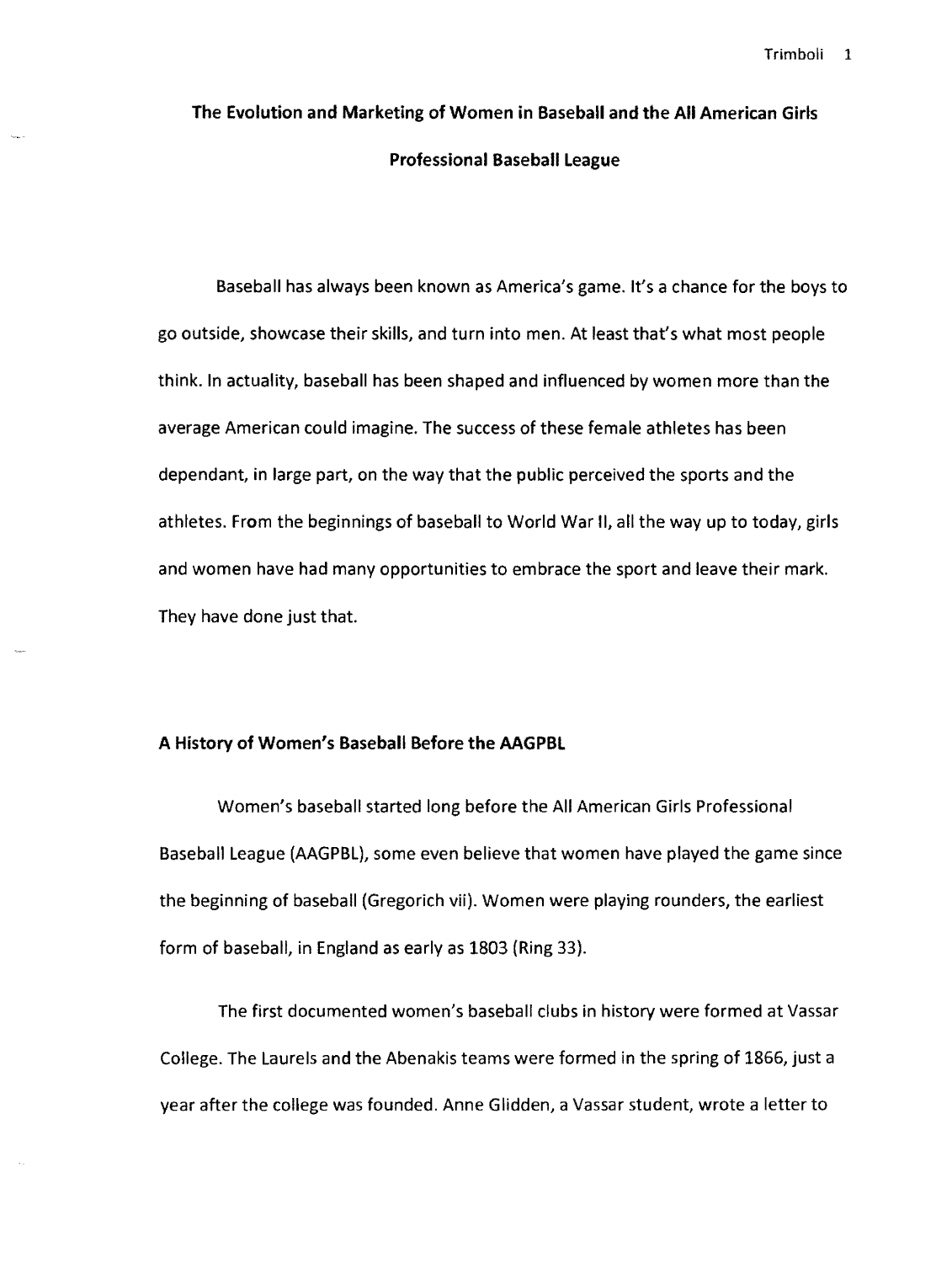# The Evolution and Marketing of Women in Baseball and the All American Girls Professional Baseball League

Baseball has always been known as America's game. It's a chance for the boys to go outside, showcase their skills, and turn into men. At least that's what most people think. In actuality, baseball has been shaped and influenced by women more than the average American could imagine. The success of these female athletes has been dependant, in large part, on the way that the public perceived the sports and the athletes. From the beginnings of baseball to World War II, all the way up to today, girls and women have had many opportunities to embrace the sport and leave their mark. They have done just that.

## A History of Women's Baseball Before the AAGPBL

Women's baseball started long before the All American Girls Professional Baseball League (AAGPBL), some even believe that women have played the game since the beginning of baseball (Gregorich vii). Women were playing rounders, the earliest form of baseball, in England as early as 1803 (Ring 33).

The first documented women's baseball clubs in history were formed at Vassar College. The Laurels and the Abenakis teams were formed in the spring of 1866, just a year after the college was founded. Anne Glidden, a Vassar student, wrote a letter to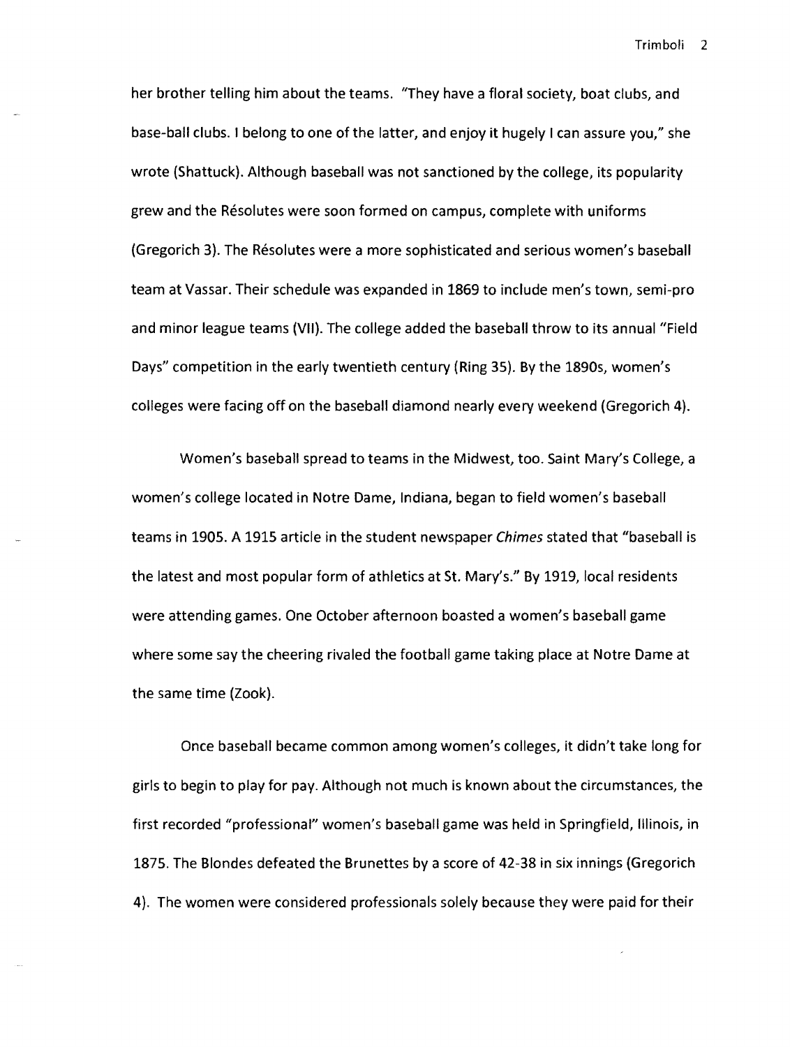her brother telling him about the teams. "They have a floral society, boat clubs, and base-ball clubs. I belong to one of the latter, and enjoy it hugely I can assure you," she wrote (Shattuck). Although baseball was not sanctioned by the college, its popularity grew and the Résolutes were soon formed on campus, complete with uniforms (Gregorich 3). The Résolutes were a more sophisticated and serious women's baseball team at Vassar. Their schedule was expanded in 1869 to include men's town, semi-pro and minor league teams (VII). The college added the baseball throw to its annual "Field Days" competition in the early twentieth century (Ring 35). By the 1890s, women's colleges were facing off on the baseball diamond nearly every weekend (Gregorich 4).

Women's baseball spread to teams in the Midwest, too. Saint Mary's College, a women's college located in Notre Dame, Indiana, began to field women's baseball teams in 1905. A 1915 article in the student newspaper *Chimes* stated that "baseball is the latest and most popular form of athletics at St. Mary's." By 1919, local residents were attending games. One October afternoon boasted a women's baseball game where some say the cheering rivaled the football game taking place at Notre Dame at the same time (Zook).

Once baseball became common among women's colleges, it didn't take long for girls to begin to play for pay. Although not much is known about the circumstances, the first recorded "professional" women's baseball game was held in Springfield, Illinois, in 1875. The Blondes defeated the Brunettes by a score of 42-38 in six innings (Gregorich 4). The women were considered professionals solely because they were paid for their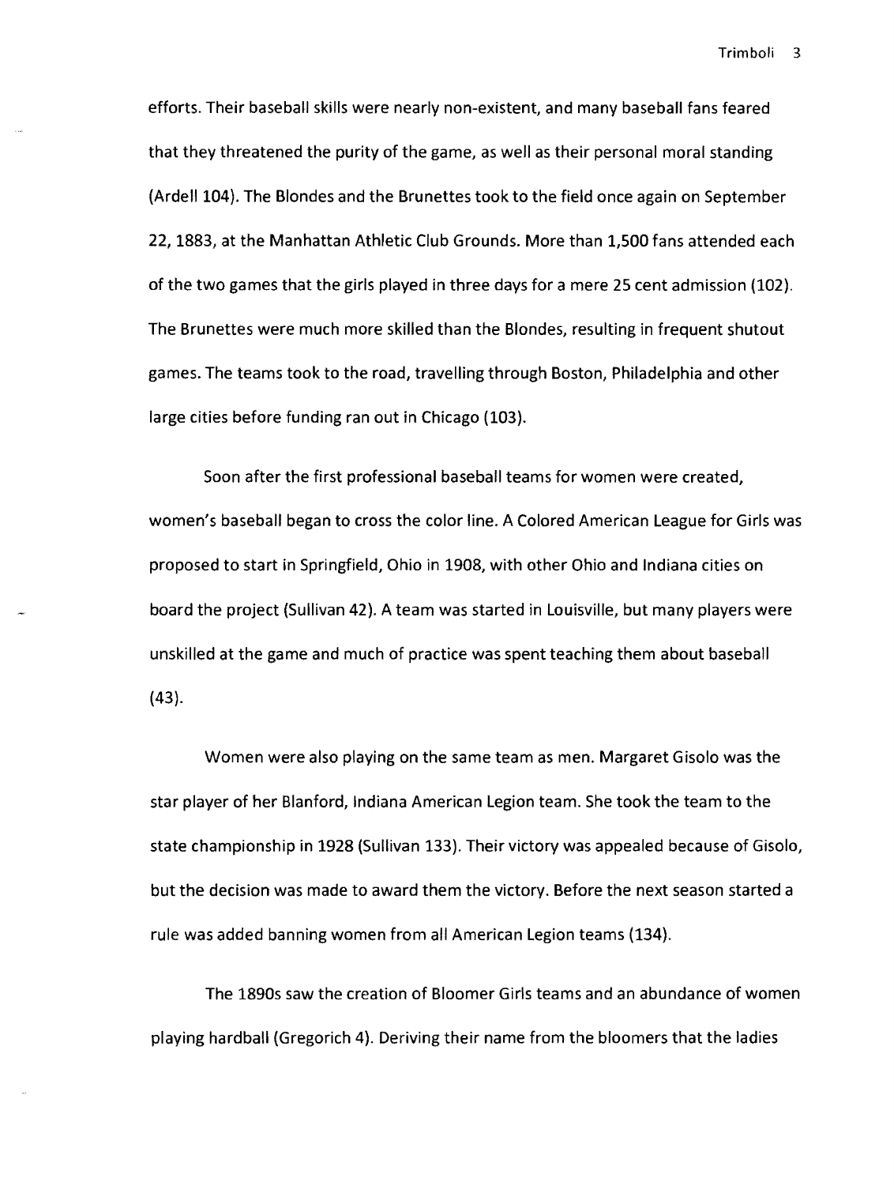efforts. Their baseball skills were nearly non-existent, and many baseball fans feared that they threatened the purity of the game, as well as their personal moral standing (Ardell 104). The Blondes and the Brunettes took to the field once again on September 22, 1883, at the Manhattan Athletic Club Grounds. More than 1,500 fans attended each of the two games that the girls played in three days for a mere 25 cent admission (102). The Brunettes were much more skilled than the Blondes, resulting in frequent shutout games. The teams took to the road, travelling through Boston, Philadelphia and other large cities before funding ran out in Chicago (103).

Soon after the first professional baseball teams for women were created, women's baseball began to cross the color line. A Colored American League for Girls was proposed to start in Springfield, Ohio in 1908, with other Ohio and Indiana cities on board the project (Sullivan 42). A team was started in Louisville, but many players were unskilled at the game and much of practice was spent teaching them about baseball (43).

Women were also playing on the same team as men. Margaret Gisolo was the star player of her Blanford, Indiana American Legion team. She took the team to the state championship in 1928 (Sullivan 133). Their victory was appealed because of Gisolo, but the decision was made to award them the victory. Before the next season started a rule was added banning women from all American Legion teams (134).

The 1890s saw the creation of Bloomer Girls teams and an abundance of women playing hardball (Gregorich 4). Deriving their name from the bloomers that the ladies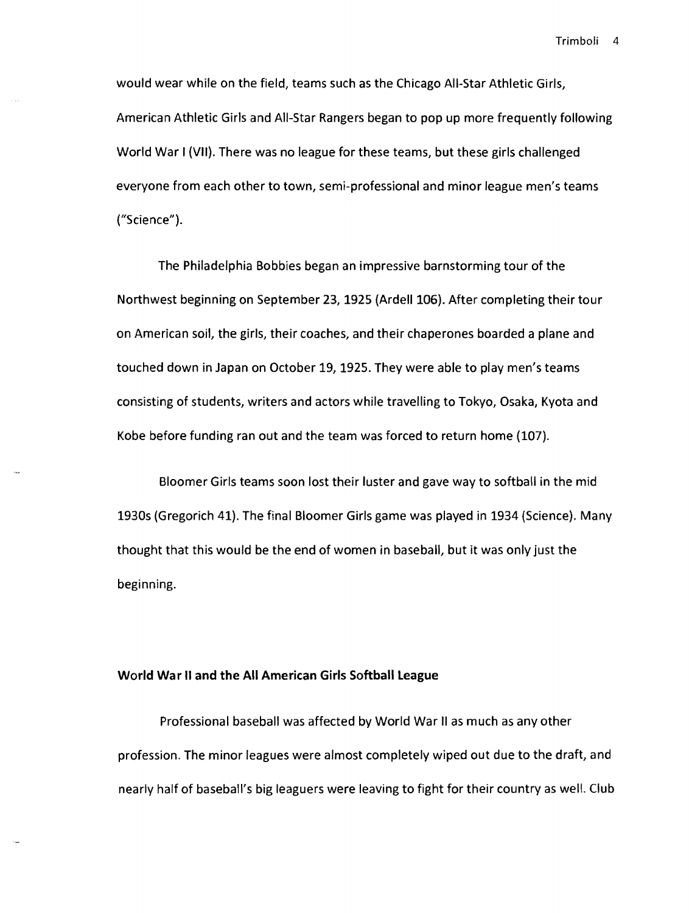would wear while on the field, teams such as the Chicago All-Star Athletic Girls, American Athletic Girls and All-Star Rangers began to pop up more frequently following World War I (VII). There was no league for these teams, but these girls challenged everyone from each other to town, semi-professional and minor league men's teams ("Science").

The Philadelphia Bobbies began an impressive barnstorming tour of the Northwest beginning on September 23, 1925 (Ardell 106). After completing their tour on American soil, the girls, their coaches, and their chaperones boarded a plane and touched down in Japan on October 19, 1925. They were able to play men's teams consisting of students, writers and actors while travelling to Tokyo, Osaka, Kyota and Kobe before funding ran out and the team was forced to return home (107).

Bloomer Girls teams soon lost their luster and gave way to softball in the mid 1930s (Gregorich 41). The final Bloomer Girls game was played in 1934 (Science). Many thought that this would be the end of women in baseball, but it was only just the beginning.

## World War II and the All American Girls Softball League

Professional baseball was affected by World War II as much as any other profession. The minor leagues were almost completely wiped out due to the draft, and nearly half of baseball's big leaguers were leaving to fight for their country as well. Club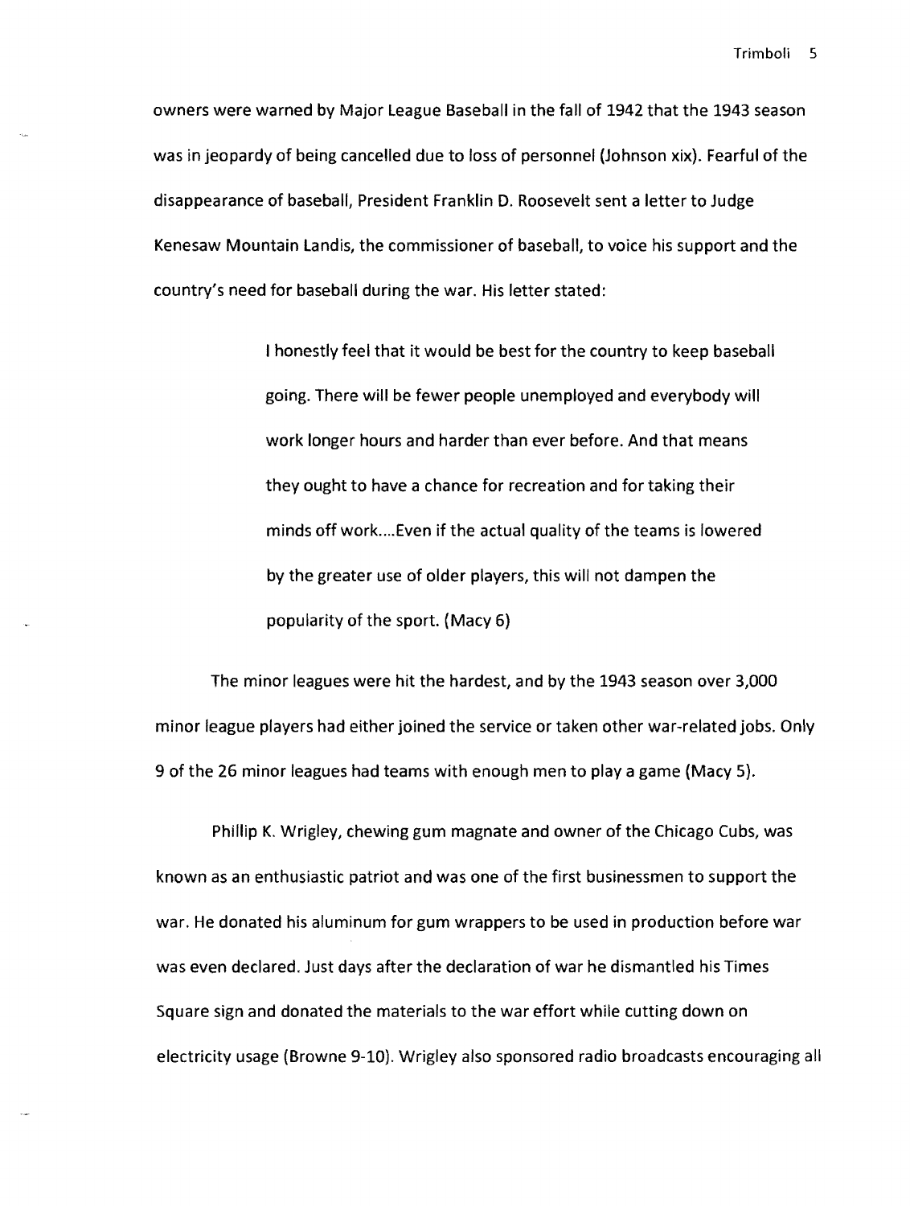owners were warned by Major League Baseball in the fall of 1942 that the 1943 season was in jeopardy of being cancelled due to loss of personnel (Johnson xix). Fearful of the disappearance of baseball, President Franklin D. Roosevelt sent a letter to Judge Kenesaw Mountain Landis, the commissioner of baseball, to voice his support and the country's need for baseball during the war. His letter stated:

> I honestly feel that it would be best for the country to keep baseball going. There will be fewer people unemployed and everybody will work longer hours and harder than ever before. And that means they ought to have a chance for recreation and for taking their minds off work....Even if the actual quality of the teams is lowered by the greater use of older players, this will not dampen the popularity of the sport. (Macy 6)

The minor leagues were hit the hardest, and by the 1943 season over 3,000 minor league players had either joined the service or taken other war-related jobs. Only 9 of the 26 minor leagues had teams with enough men to play a game (Macy 5).

Phillip K. Wrigley, chewing gum magnate and owner of the Chicago Cubs, was known as an enthusiastic patriot and was one of the first businessmen to support the war. He donated his aluminum for gum wrappers to be used in production before war was even declared. Just days after the declaration of war he dismantled his Times Square sign and donated the materials to the war effort while cutting down on electricity usage (Browne 9-10). Wrigley also sponsored radio broadcasts encouraging all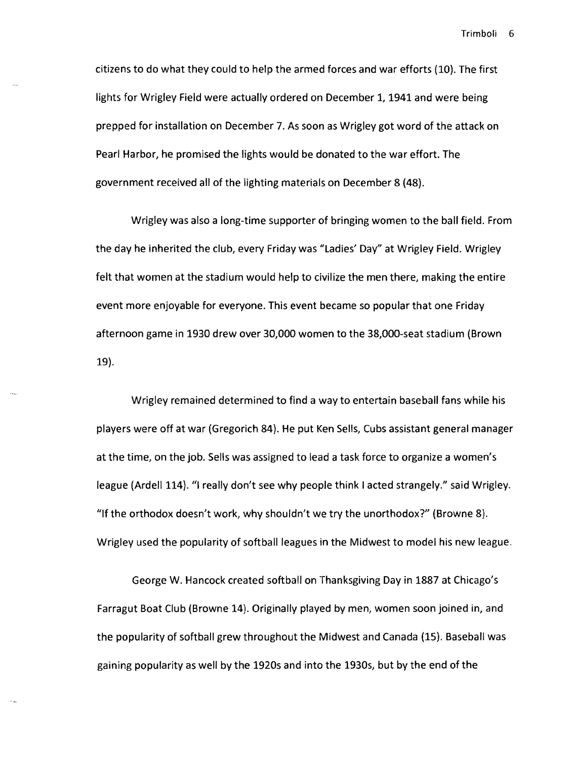citizens to do what they could to help the armed forces and war efforts (10). The first lights for Wrigley Field were actually ordered on December 1, 1941 and were being prepped for installation on December 7. As soon as Wrigley got word of the attack on Pearl Harbor, he promised the lights would be donated to the war effort. The government received all of the lighting materials on December 8 (48).

Wrigley was also a long-time supporter of bringing women to the ball field. From the day he inherited the club, every Friday was "Ladies' Day" at Wrigley Field. Wrigley felt that women at the stadium would help to civilize the men there, making the entire event more enjoyable for everyone. This event became so popular that one Friday afternoon game in 1930 drew over 30,000 women to the 38,000-seat stadium (Brown 19).

Wrigley remained determined to find a way to entertain baseball fans while his players were off at war (Gregorich 84). He put Ken Sells, Cubs assistant general manager at the time, on the job. Sells was assigned to lead a task force to organize a women's league (Ardell 114). "I really don't see why people think I acted strangely." said Wrigley. "If the orthodox doesn't work, why shouldn't we try the unorthodox?" (Browne 8). Wrigley used the popularity of softball leagues in the Midwest to model his new league.

George W. Hancock created softball on Thanksgiving Day in 1887 at Chicago's Farragut Boat Club (Browne 14). Originally played by men, women soon joined in, and the popularity of softball grew throughout the Midwest and Canada (15). Baseball was gaining popularity as well by the 1920s and into the 1930s, but by the end of the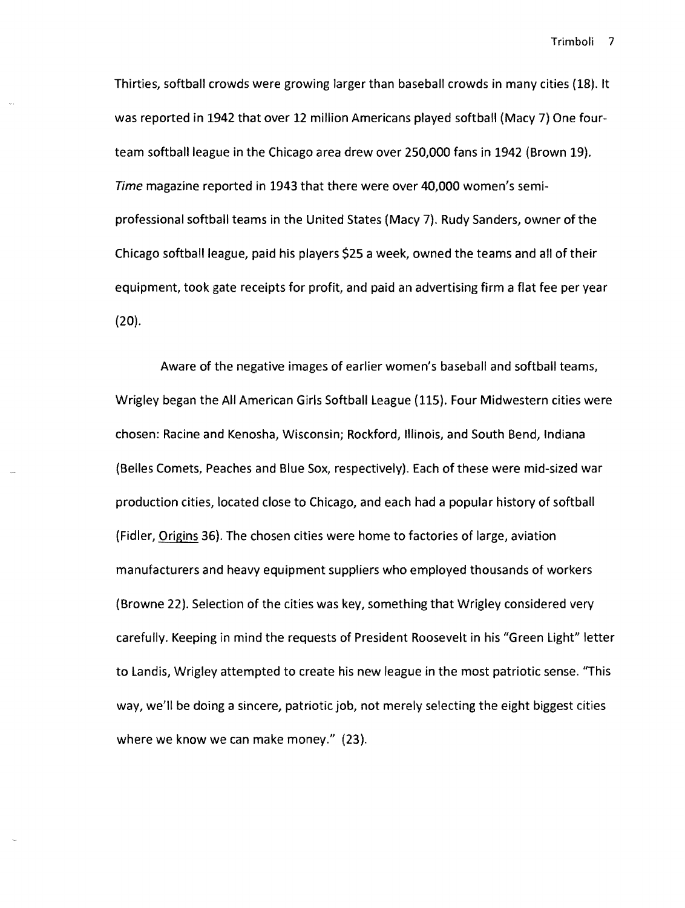Thirties, softball crowds were growing larger than baseball crowds in many cities (18). It was reported in 1942 that over 12 million Americans played softball (Macy 7) One four-team softball league in the Chicago area drew over 250,000 fans in 1942 (Brown 19). *Time* magazine reported in 1943 that there were over 40,000 women's semi-professional softball teams in the United States (Macy 7). Rudy Sanders, owner of the Chicago softball league, paid his players $25 a week, owned the teams and all of their equipment, took gate receipts for profit, and paid an advertising firm a flat fee per year (20).

Aware of the negative images of earlier women's baseball and softball teams, Wrigley began the All American Girls Softball League (115). Four Midwestern cities were chosen: Racine and Kenosha, Wisconsin; Rockford, Illinois, and South Bend, Indiana (Belles Comets, Peaches and Blue Sox, respectively). Each of these were mid-sized war production cities, located close to Chicago, and each had a popular history of softball (Fidler, Origins 36). The chosen cities were home to factories of large, aviation manufacturers and heavy equipment suppliers who employed thousands of workers (Browne 22). Selection of the cities was key, something that Wrigley considered very carefully. Keeping in mind the requests of President Roosevelt in his "Green Light" letter to Landis, Wrigley attempted to create his new league in the most patriotic sense. "This way, we'll be doing a sincere, patriotic job, not merely selecting the eight biggest cities where we know we can make money." (23).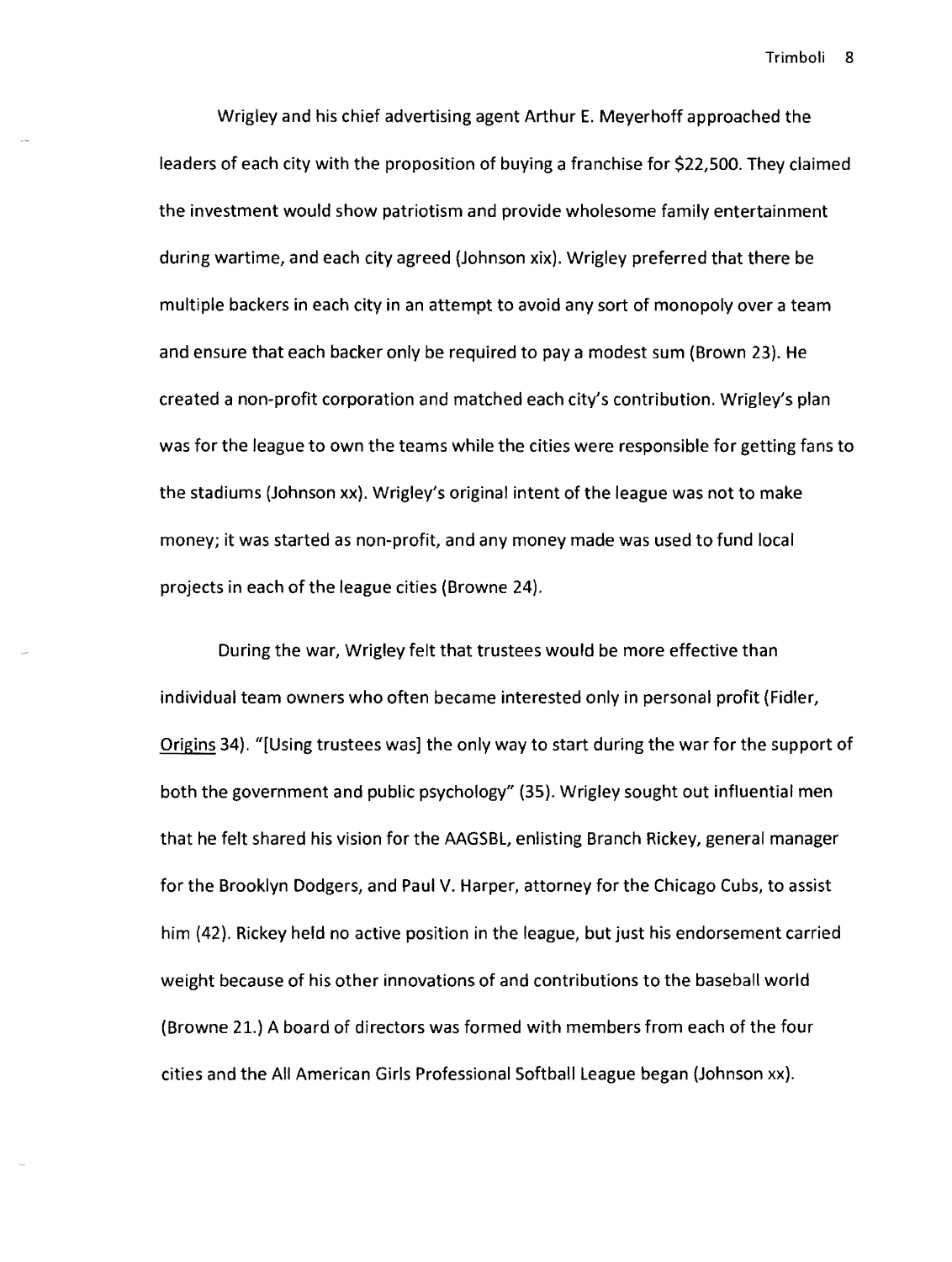Wrigley and his chief advertising agent Arthur E. Meyerhoff approached the leaders of each city with the proposition of buying a franchise for $22,500. They claimed the investment would show patriotism and provide wholesome family entertainment during wartime, and each city agreed (Johnson xix). Wrigley preferred that there be multiple backers in each city in an attempt to avoid any sort of monopoly over a team and ensure that each backer only be required to pay a modest sum (Brown 23). He created a non-profit corporation and matched each city's contribution. Wrigley's plan was for the league to own the teams while the cities were responsible for getting fans to the stadiums (Johnson xx). Wrigley's original intent of the league was not to make money; it was started as non-profit, and any money made was used to fund local projects in each of the league cities (Browne 24).

During the war, Wrigley felt that trustees would be more effective than individual team owners who often became interested only in personal profit (Fidler, Origins 34). "[Using trustees was] the only way to start during the war for the support of both the government and public psychology" (35). Wrigley sought out influential men that he felt shared his vision for the AAGSBL, enlisting Branch Rickey, general manager for the Brooklyn Dodgers, and Paul V. Harper, attorney for the Chicago Cubs, to assist him (42). Rickey held no active position in the league, but just his endorsement carried weight because of his other innovations of and contributions to the baseball world (Browne 21.) A board of directors was formed with members from each of the four cities and the All American Girls Professional Softball League began (Johnson xx).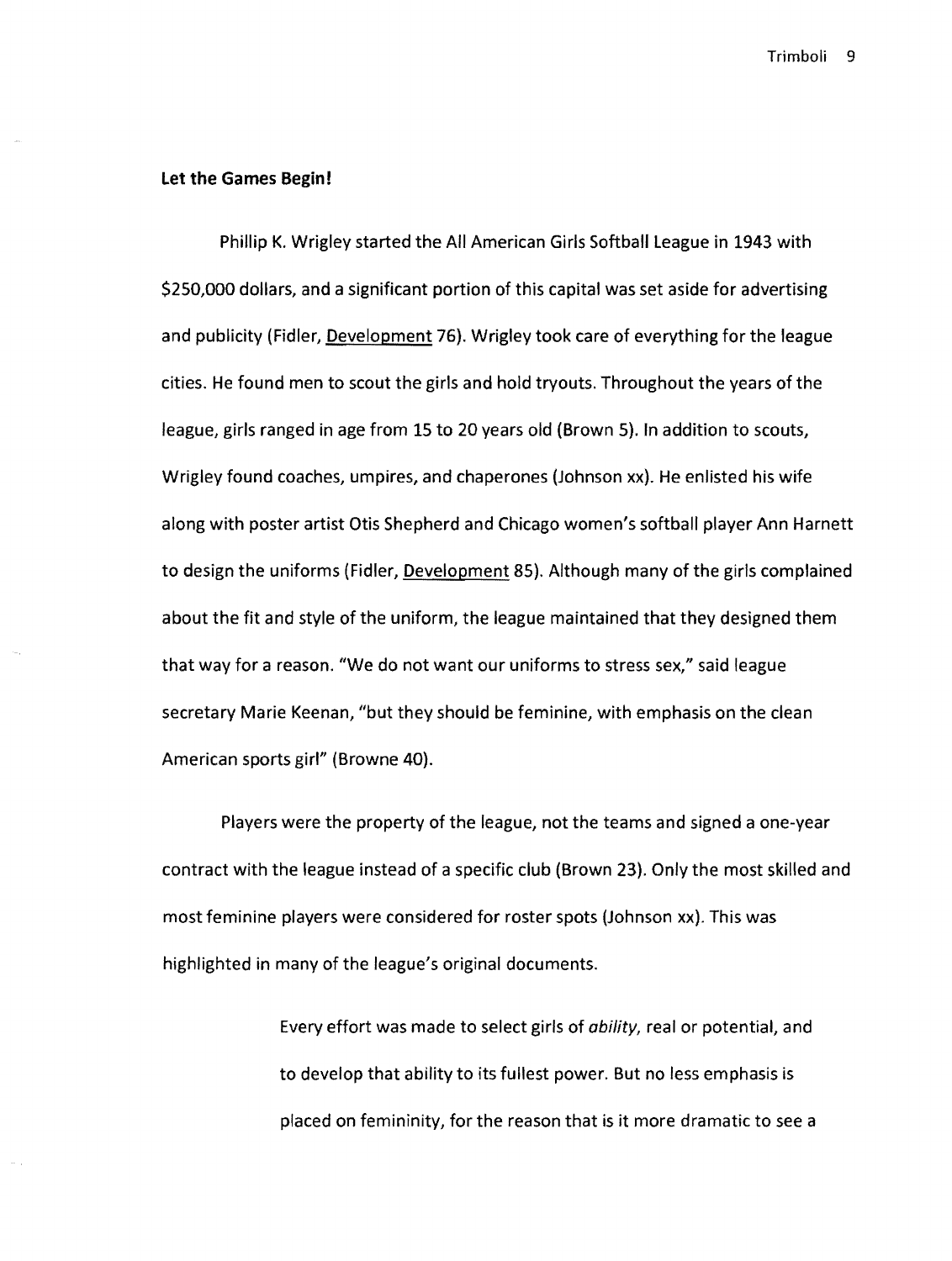**Let the Games Begin!**

Phillip K. Wrigley started the All American Girls Softball League in 1943 with $250,000 dollars, and a significant portion of this capital was set aside for advertising and publicity (Fidler, Development 76). Wrigley took care of everything for the league cities. He found men to scout the girls and hold tryouts. Throughout the years of the league, girls ranged in age from 15 to 20 years old (Brown 5). In addition to scouts, Wrigley found coaches, umpires, and chaperones (Johnson xx). He enlisted his wife along with poster artist Otis Shepherd and Chicago women's softball player Ann Harnett to design the uniforms (Fidler, Development 85). Although many of the girls complained about the fit and style of the uniform, the league maintained that they designed them that way for a reason. "We do not want our uniforms to stress sex," said league secretary Marie Keenan, "but they should be feminine, with emphasis on the clean American sports girl" (Browne 40).

Players were the property of the league, not the teams and signed a one-year contract with the league instead of a specific club (Brown 23). Only the most skilled and most feminine players were considered for roster spots (Johnson xx). This was highlighted in many of the league's original documents.

> Every effort was made to select girls of *ability*, real or potential, and to develop that ability to its fullest power. But no less emphasis is placed on femininity, for the reason that is it more dramatic to see a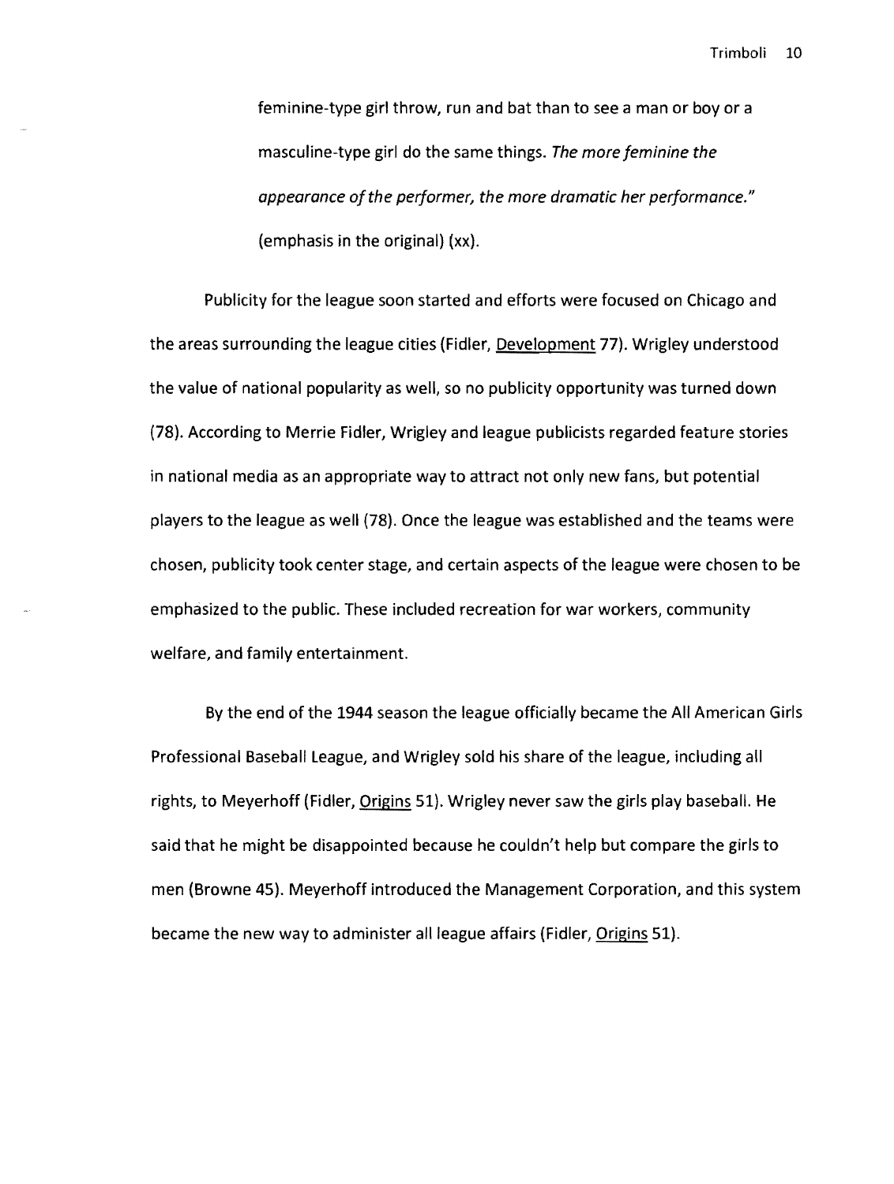feminine-type girl throw, run and bat than to see a man or boy or a masculine-type girl do the same things. *The more feminine the appearance of the performer, the more dramatic her performance.*" (emphasis in the original) (xx).

Publicity for the league soon started and efforts were focused on Chicago and the areas surrounding the league cities (Fidler, Development 77). Wrigley understood the value of national popularity as well, so no publicity opportunity was turned down (78). According to Merrie Fidler, Wrigley and league publicists regarded feature stories in national media as an appropriate way to attract not only new fans, but potential players to the league as well (78). Once the league was established and the teams were chosen, publicity took center stage, and certain aspects of the league were chosen to be emphasized to the public. These included recreation for war workers, community welfare, and family entertainment.

By the end of the 1944 season the league officially became the All American Girls Professional Baseball League, and Wrigley sold his share of the league, including all rights, to Meyerhoff (Fidler, Origins 51). Wrigley never saw the girls play baseball. He said that he might be disappointed because he couldn't help but compare the girls to men (Browne 45). Meyerhoff introduced the Management Corporation, and this system became the new way to administer all league affairs (Fidler, Origins 51).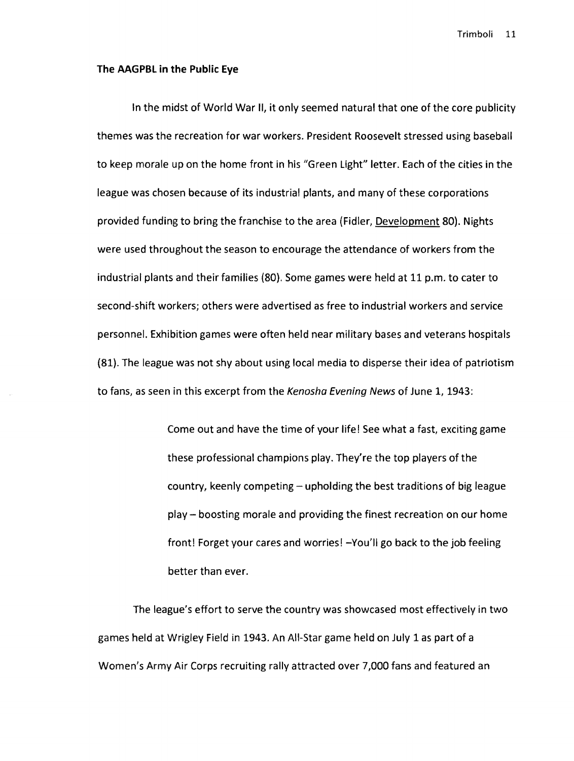**The AAGPBL in the Public Eye**

In the midst of World War II, it only seemed natural that one of the core publicity themes was the recreation for war workers. President Roosevelt stressed using baseball to keep morale up on the home front in his "Green Light" letter. Each of the cities in the league was chosen because of its industrial plants, and many of these corporations provided funding to bring the franchise to the area (Fidler, Development 80). Nights were used throughout the season to encourage the attendance of workers from the industrial plants and their families (80). Some games were held at 11 p.m. to cater to second-shift workers; others were advertised as free to industrial workers and service personnel. Exhibition games were often held near military bases and veterans hospitals (81). The league was not shy about using local media to disperse their idea of patriotism to fans, as seen in this excerpt from the *Kenosha Evening News* of June 1, 1943:

> Come out and have the time of your life! See what a fast, exciting game these professional champions play. They're the top players of the country, keenly competing – upholding the best traditions of big league play – boosting morale and providing the finest recreation on our home front! Forget your cares and worries! –You'll go back to the job feeling better than ever.

The league's effort to serve the country was showcased most effectively in two games held at Wrigley Field in 1943. An All-Star game held on July 1 as part of a Women's Army Air Corps recruiting rally attracted over 7,000 fans and featured an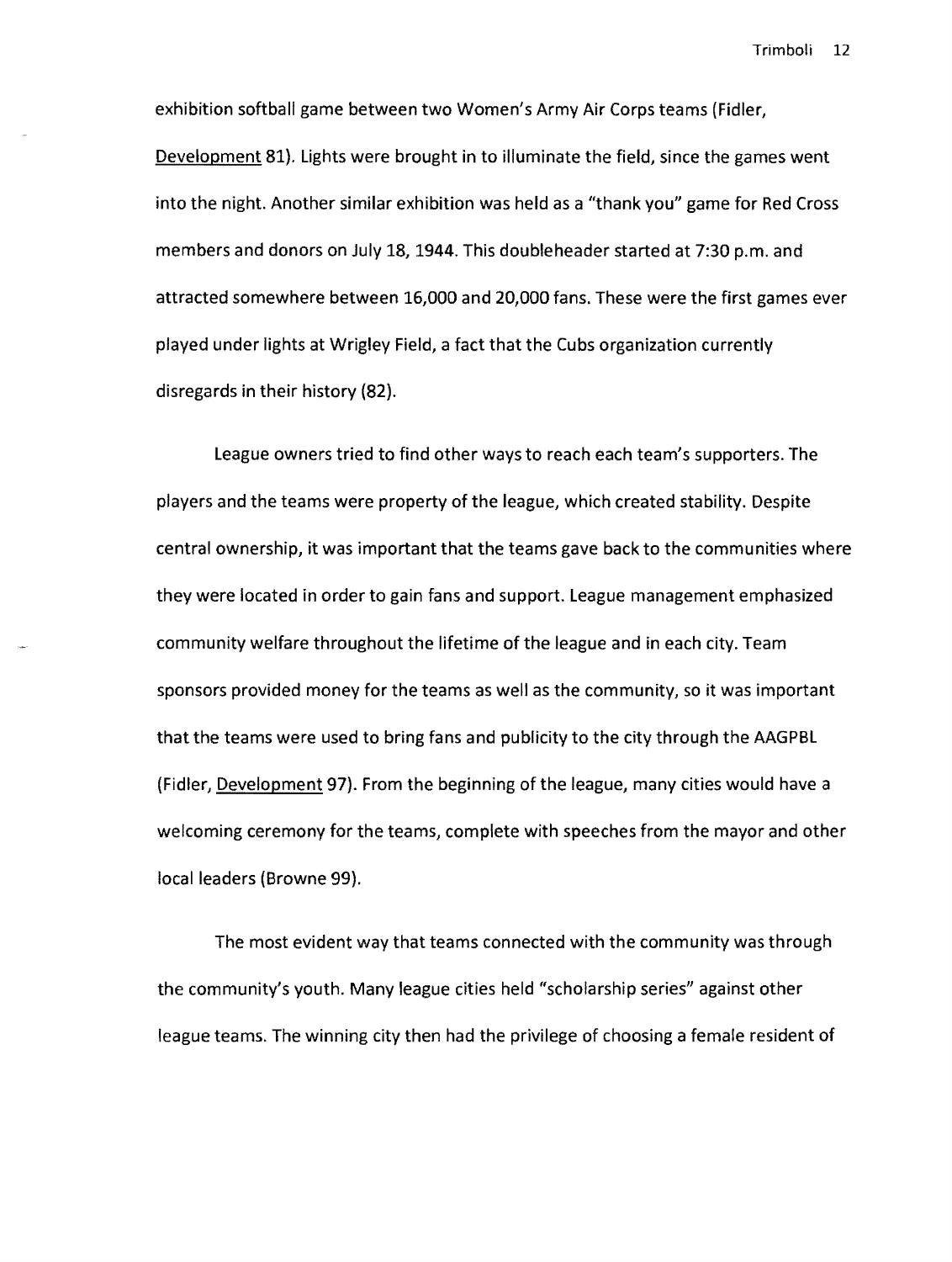exhibition softball game between two Women's Army Air Corps teams (Fidler, Development 81). Lights were brought in to illuminate the field, since the games went into the night. Another similar exhibition was held as a "thank you" game for Red Cross members and donors on July 18, 1944. This doubleheader started at 7:30 p.m. and attracted somewhere between 16,000 and 20,000 fans. These were the first games ever played under lights at Wrigley Field, a fact that the Cubs organization currently disregards in their history (82).

League owners tried to find other ways to reach each team's supporters. The players and the teams were property of the league, which created stability. Despite central ownership, it was important that the teams gave back to the communities where they were located in order to gain fans and support. League management emphasized community welfare throughout the lifetime of the league and in each city. Team sponsors provided money for the teams as well as the community, so it was important that the teams were used to bring fans and publicity to the city through the AAGPBL (Fidler, Development 97). From the beginning of the league, many cities would have a welcoming ceremony for the teams, complete with speeches from the mayor and other local leaders (Browne 99).

The most evident way that teams connected with the community was through the community's youth. Many league cities held "scholarship series" against other league teams. The winning city then had the privilege of choosing a female resident of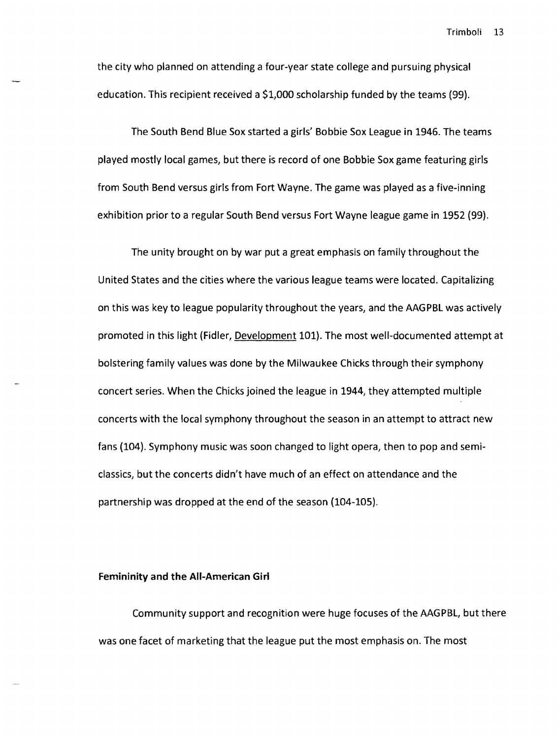the city who planned on attending a four-year state college and pursuing physical education. This recipient received a $1,000 scholarship funded by the teams (99).

The South Bend Blue Sox started a girls' Bobbie Sox League in 1946. The teams played mostly local games, but there is record of one Bobbie Sox game featuring girls from South Bend versus girls from Fort Wayne. The game was played as a five-inning exhibition prior to a regular South Bend versus Fort Wayne league game in 1952 (99).

The unity brought on by war put a great emphasis on family throughout the United States and the cities where the various league teams were located. Capitalizing on this was key to league popularity throughout the years, and the AAGPBL was actively promoted in this light (Fidler, Development 101). The most well-documented attempt at bolstering family values was done by the Milwaukee Chicks through their symphony concert series. When the Chicks joined the league in 1944, they attempted multiple concerts with the local symphony throughout the season in an attempt to attract new fans (104). Symphony music was soon changed to light opera, then to pop and semi-classics, but the concerts didn't have much of an effect on attendance and the partnership was dropped at the end of the season (104-105).

### Femininity and the All-American Girl

Community support and recognition were huge focuses of the AAGPBL, but there was one facet of marketing that the league put the most emphasis on. The most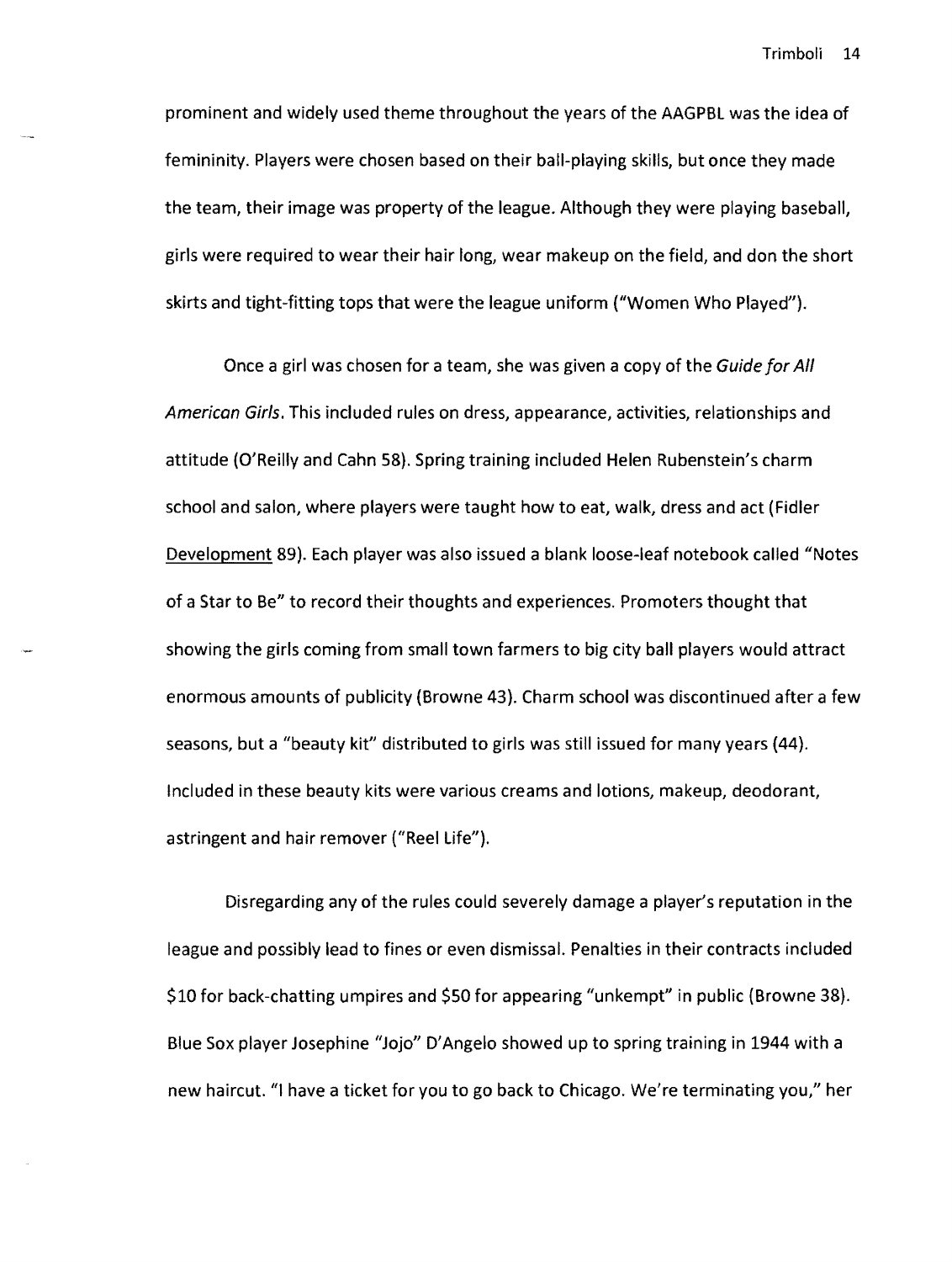prominent and widely used theme throughout the years of the AAGPBL was the idea of femininity. Players were chosen based on their ball-playing skills, but once they made the team, their image was property of the league. Although they were playing baseball, girls were required to wear their hair long, wear makeup on the field, and don the short skirts and tight-fitting tops that were the league uniform ("Women Who Played").

Once a girl was chosen for a team, she was given a copy of the *Guide for All American Girls*. This included rules on dress, appearance, activities, relationships and attitude (O'Reilly and Cahn 58). Spring training included Helen Rubenstein's charm school and salon, where players were taught how to eat, walk, dress and act (Fidler Development 89). Each player was also issued a blank loose-leaf notebook called "Notes of a Star to Be" to record their thoughts and experiences. Promoters thought that showing the girls coming from small town farmers to big city ball players would attract enormous amounts of publicity (Browne 43). Charm school was discontinued after a few seasons, but a "beauty kit" distributed to girls was still issued for many years (44). Included in these beauty kits were various creams and lotions, makeup, deodorant, astringent and hair remover ("Reel Life").

Disregarding any of the rules could severely damage a player's reputation in the league and possibly lead to fines or even dismissal. Penalties in their contracts included $10 for back-chatting umpires and $50 for appearing "unkempt" in public (Browne 38). Blue Sox player Josephine "Jojo" D'Angelo showed up to spring training in 1944 with a new haircut. "I have a ticket for you to go back to Chicago. We're terminating you," her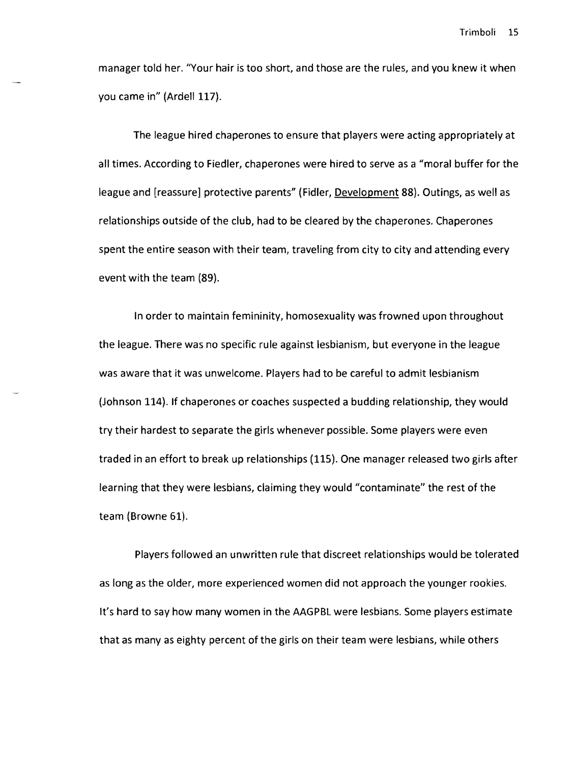manager told her. "Your hair is too short, and those are the rules, and you knew it when you came in" (Ardell 117).

The league hired chaperones to ensure that players were acting appropriately at all times. According to Fiedler, chaperones were hired to serve as a "moral buffer for the league and [reassure] protective parents" (Fidler, Development 88). Outings, as well as relationships outside of the club, had to be cleared by the chaperones. Chaperones spent the entire season with their team, traveling from city to city and attending every event with the team (89).

In order to maintain femininity, homosexuality was frowned upon throughout the league. There was no specific rule against lesbianism, but everyone in the league was aware that it was unwelcome. Players had to be careful to admit lesbianism (Johnson 114). If chaperones or coaches suspected a budding relationship, they would try their hardest to separate the girls whenever possible. Some players were even traded in an effort to break up relationships (115). One manager released two girls after learning that they were lesbians, claiming they would "contaminate" the rest of the team (Browne 61).

Players followed an unwritten rule that discreet relationships would be tolerated as long as the older, more experienced women did not approach the younger rookies. It's hard to say how many women in the AAGPBL were lesbians. Some players estimate that as many as eighty percent of the girls on their team were lesbians, while others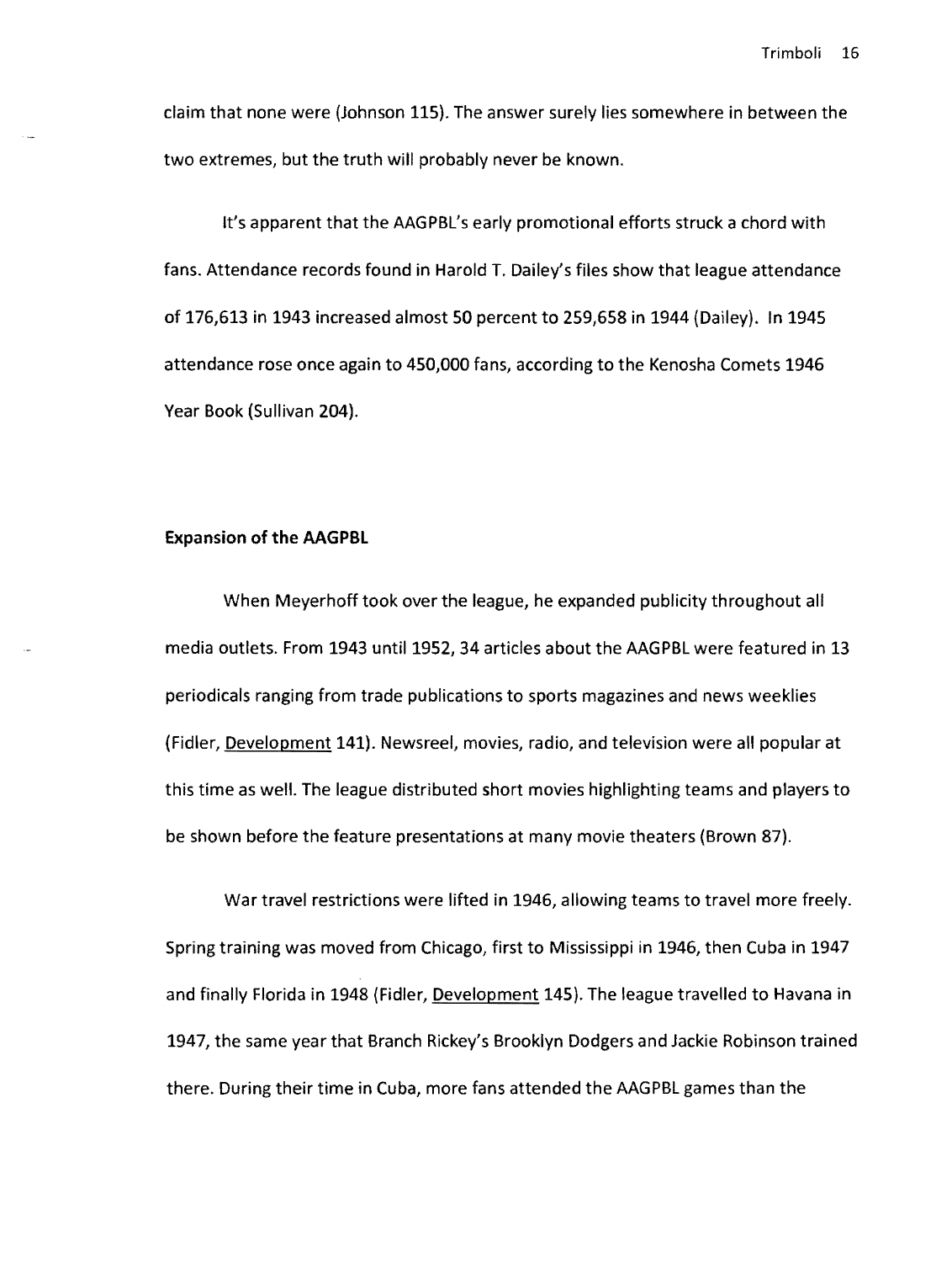claim that none were (Johnson 115). The answer surely lies somewhere in between the two extremes, but the truth will probably never be known.

It's apparent that the AAGPBL's early promotional efforts struck a chord with fans. Attendance records found in Harold T. Dailey's files show that league attendance of 176,613 in 1943 increased almost 50 percent to 259,658 in 1944 (Dailey). In 1945 attendance rose once again to 450,000 fans, according to the Kenosha Comets 1946 Year Book (Sullivan 204).

**Expansion of the AAGPBL**

When Meyerhoff took over the league, he expanded publicity throughout all media outlets. From 1943 until 1952, 34 articles about the AAGPBL were featured in 13 periodicals ranging from trade publications to sports magazines and news weeklies (Fidler, Development 141). Newsreel, movies, radio, and television were all popular at this time as well. The league distributed short movies highlighting teams and players to be shown before the feature presentations at many movie theaters (Brown 87).

War travel restrictions were lifted in 1946, allowing teams to travel more freely. Spring training was moved from Chicago, first to Mississippi in 1946, then Cuba in 1947 and finally Florida in 1948 (Fidler, Development 145). The league travelled to Havana in 1947, the same year that Branch Rickey's Brooklyn Dodgers and Jackie Robinson trained there. During their time in Cuba, more fans attended the AAGPBL games than the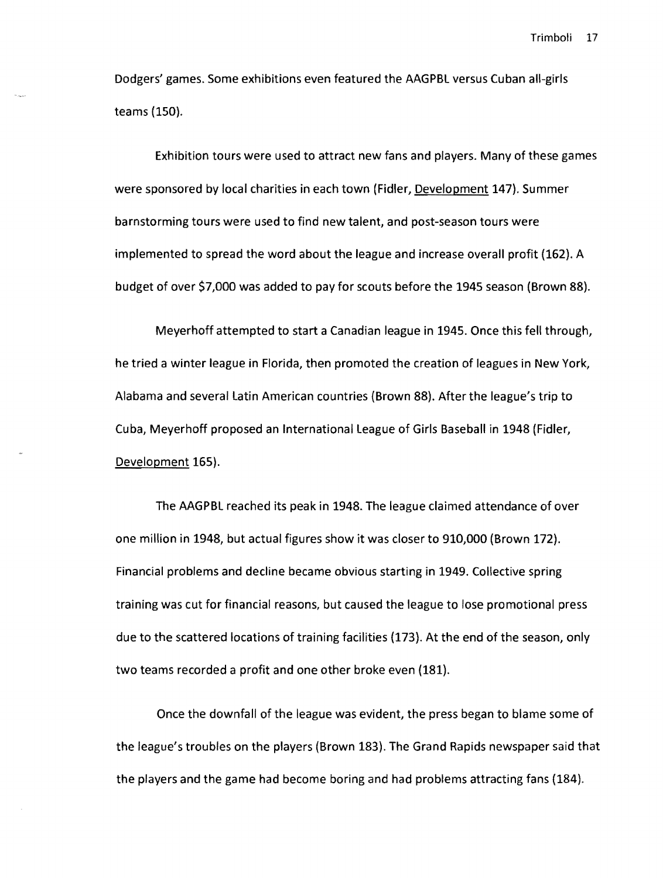Dodgers' games. Some exhibitions even featured the AAGPBL versus Cuban all-girls teams (150).

Exhibition tours were used to attract new fans and players. Many of these games were sponsored by local charities in each town (Fidler, Development 147). Summer barnstorming tours were used to find new talent, and post-season tours were implemented to spread the word about the league and increase overall profit (162). A budget of over $7,000 was added to pay for scouts before the 1945 season (Brown 88).

Meyerhoff attempted to start a Canadian league in 1945. Once this fell through, he tried a winter league in Florida, then promoted the creation of leagues in New York, Alabama and several Latin American countries (Brown 88). After the league's trip to Cuba, Meyerhoff proposed an International League of Girls Baseball in 1948 (Fidler, Development 165).

The AAGPBL reached its peak in 1948. The league claimed attendance of over one million in 1948, but actual figures show it was closer to 910,000 (Brown 172). Financial problems and decline became obvious starting in 1949. Collective spring training was cut for financial reasons, but caused the league to lose promotional press due to the scattered locations of training facilities (173). At the end of the season, only two teams recorded a profit and one other broke even (181).

Once the downfall of the league was evident, the press began to blame some of the league's troubles on the players (Brown 183). The Grand Rapids newspaper said that the players and the game had become boring and had problems attracting fans (184).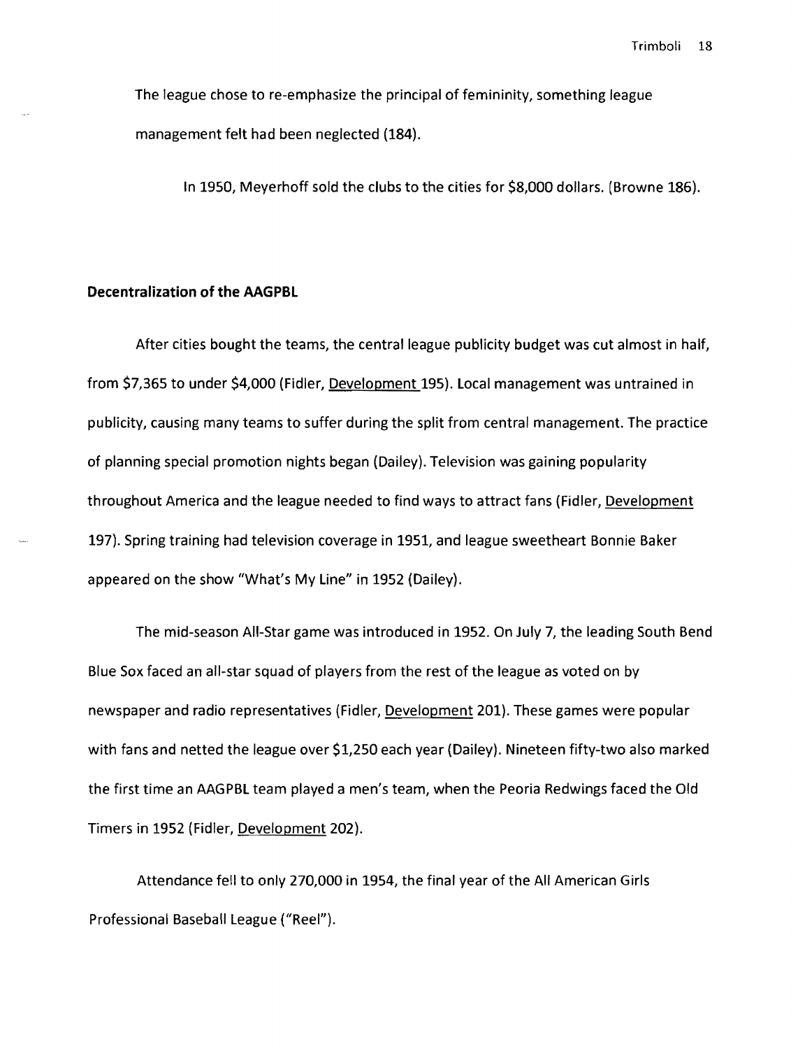The league chose to re-emphasize the principal of femininity, something league management felt had been neglected (184).

In 1950, Meyerhoff sold the clubs to the cities for $8,000 dollars. (Browne 186).

**Decentralization of the AAGPBL**

After cities bought the teams, the central league publicity budget was cut almost in half, from $7,365 to under $4,000 (Fidler, Development 195). Local management was untrained in publicity, causing many teams to suffer during the split from central management. The practice of planning special promotion nights began (Dailey). Television was gaining popularity throughout America and the league needed to find ways to attract fans (Fidler, Development 197). Spring training had television coverage in 1951, and league sweetheart Bonnie Baker appeared on the show "What's My Line" in 1952 (Dailey).

The mid-season All-Star game was introduced in 1952. On July 7, the leading South Bend Blue Sox faced an all-star squad of players from the rest of the league as voted on by newspaper and radio representatives (Fidler, Development 201). These games were popular with fans and netted the league over $1,250 each year (Dailey). Nineteen fifty-two also marked the first time an AAGPBL team played a men's team, when the Peoria Redwings faced the Old Timers in 1952 (Fidler, Development 202).

Attendance fell to only 270,000 in 1954, the final year of the All American Girls Professional Baseball League ("Reel").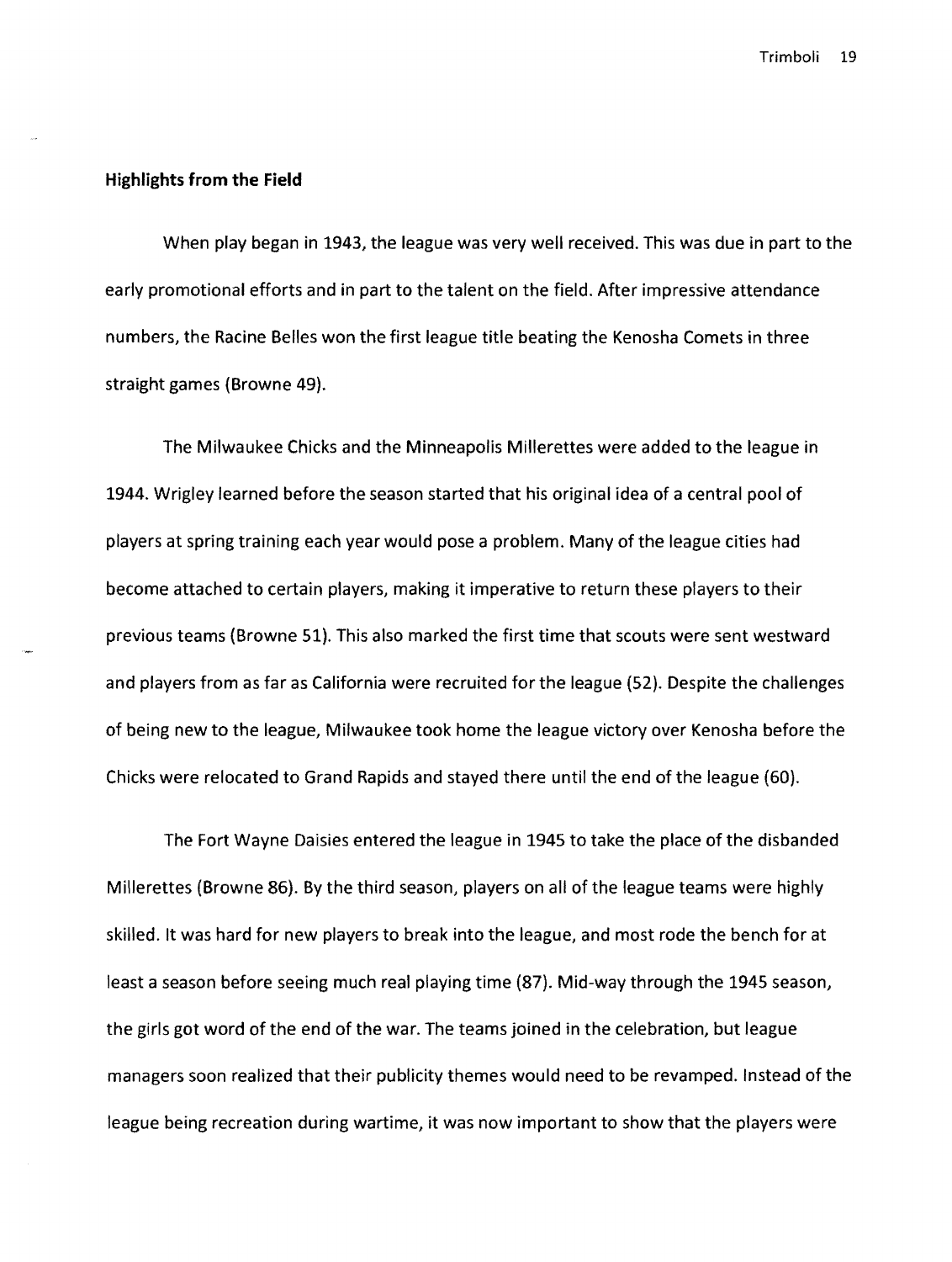**Highlights from the Field**

When play began in 1943, the league was very well received. This was due in part to the early promotional efforts and in part to the talent on the field. After impressive attendance numbers, the Racine Belles won the first league title beating the Kenosha Comets in three straight games (Browne 49).

The Milwaukee Chicks and the Minneapolis Millerettes were added to the league in 1944. Wrigley learned before the season started that his original idea of a central pool of players at spring training each year would pose a problem. Many of the league cities had become attached to certain players, making it imperative to return these players to their previous teams (Browne 51). This also marked the first time that scouts were sent westward and players from as far as California were recruited for the league (52). Despite the challenges of being new to the league, Milwaukee took home the league victory over Kenosha before the Chicks were relocated to Grand Rapids and stayed there until the end of the league (60).

The Fort Wayne Daisies entered the league in 1945 to take the place of the disbanded Millerettes (Browne 86). By the third season, players on all of the league teams were highly skilled. It was hard for new players to break into the league, and most rode the bench for at least a season before seeing much real playing time (87). Mid-way through the 1945 season, the girls got word of the end of the war. The teams joined in the celebration, but league managers soon realized that their publicity themes would need to be revamped. Instead of the league being recreation during wartime, it was now important to show that the players were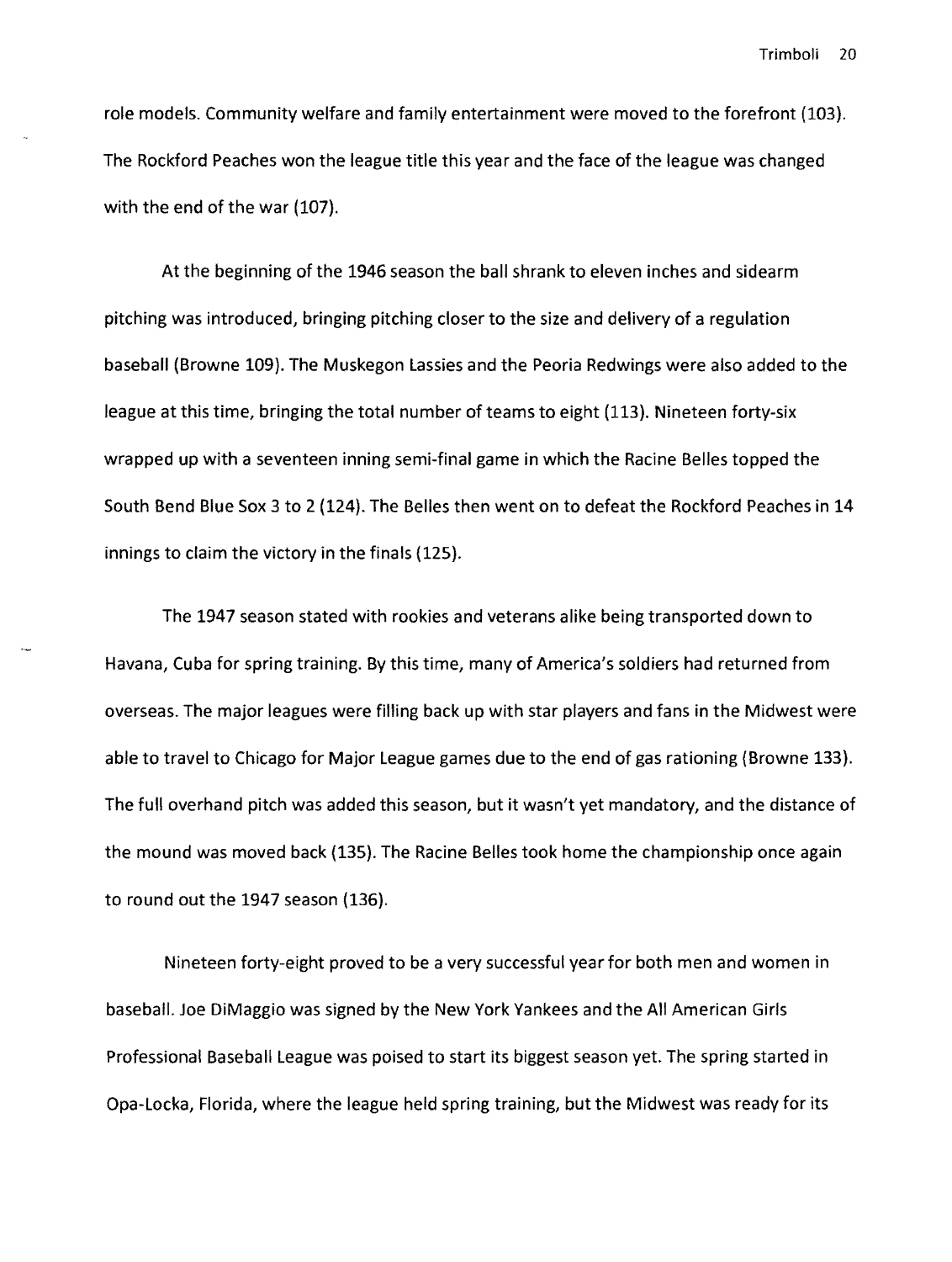role models. Community welfare and family entertainment were moved to the forefront (103). The Rockford Peaches won the league title this year and the face of the league was changed with the end of the war (107).

At the beginning of the 1946 season the ball shrank to eleven inches and sidearm pitching was introduced, bringing pitching closer to the size and delivery of a regulation baseball (Browne 109). The Muskegon Lassies and the Peoria Redwings were also added to the league at this time, bringing the total number of teams to eight (113). Nineteen forty-six wrapped up with a seventeen inning semi-final game in which the Racine Belles topped the South Bend Blue Sox 3 to 2 (124). The Belles then went on to defeat the Rockford Peaches in 14 innings to claim the victory in the finals (125).

The 1947 season stated with rookies and veterans alike being transported down to Havana, Cuba for spring training. By this time, many of America's soldiers had returned from overseas. The major leagues were filling back up with star players and fans in the Midwest were able to travel to Chicago for Major League games due to the end of gas rationing (Browne 133). The full overhand pitch was added this season, but it wasn't yet mandatory, and the distance of the mound was moved back (135). The Racine Belles took home the championship once again to round out the 1947 season (136).

Nineteen forty-eight proved to be a very successful year for both men and women in baseball. Joe DiMaggio was signed by the New York Yankees and the All American Girls Professional Baseball League was poised to start its biggest season yet. The spring started in Opa-Locka, Florida, where the league held spring training, but the Midwest was ready for its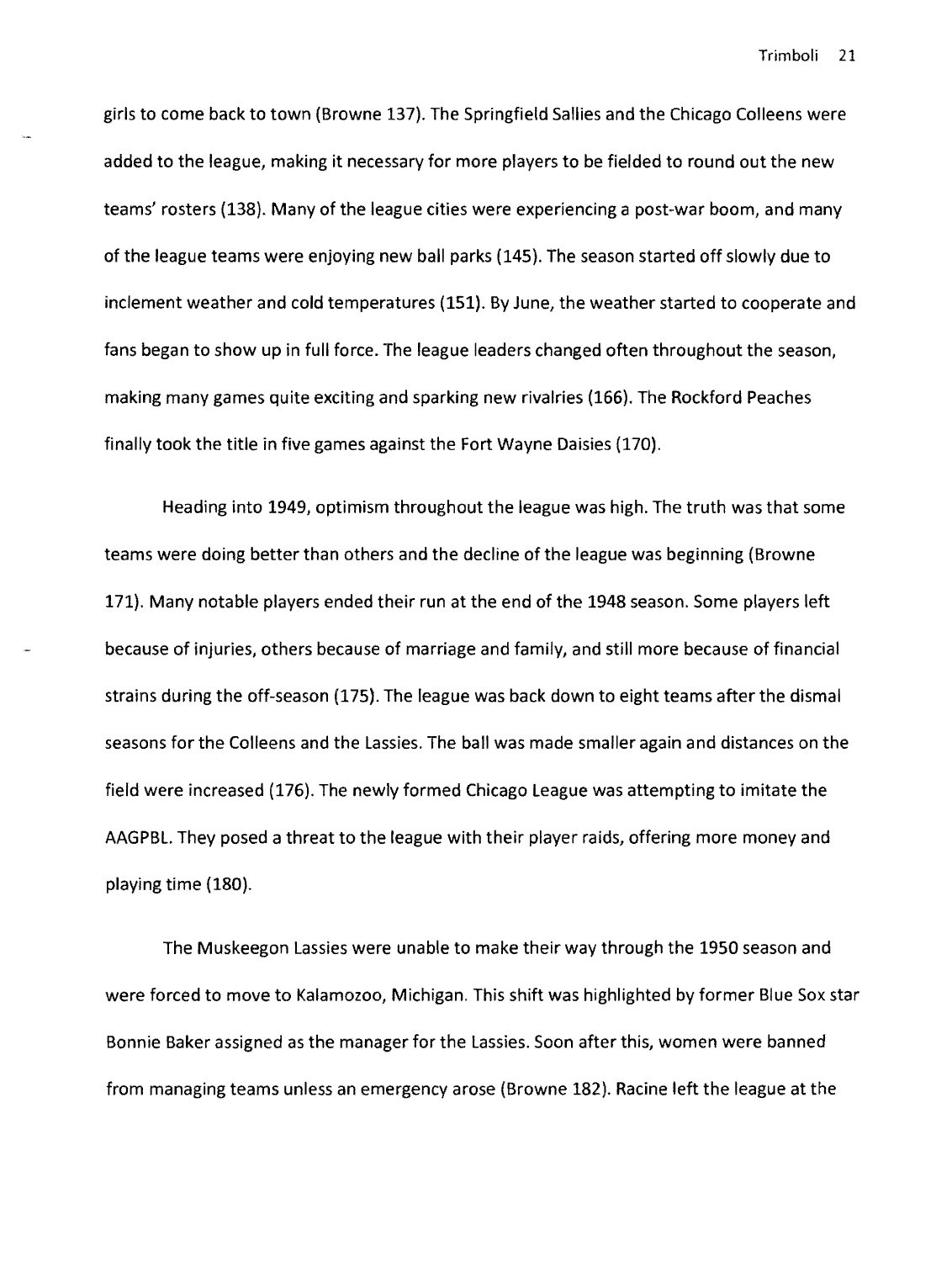girls to come back to town (Browne 137). The Springfield Sallies and the Chicago Colleens were added to the league, making it necessary for more players to be fielded to round out the new teams' rosters (138). Many of the league cities were experiencing a post-war boom, and many of the league teams were enjoying new ball parks (145). The season started off slowly due to inclement weather and cold temperatures (151). By June, the weather started to cooperate and fans began to show up in full force. The league leaders changed often throughout the season, making many games quite exciting and sparking new rivalries (166). The Rockford Peaches finally took the title in five games against the Fort Wayne Daisies (170).

Heading into 1949, optimism throughout the league was high. The truth was that some teams were doing better than others and the decline of the league was beginning (Browne 171). Many notable players ended their run at the end of the 1948 season. Some players left because of injuries, others because of marriage and family, and still more because of financial strains during the off-season (175). The league was back down to eight teams after the dismal seasons for the Colleens and the Lassies. The ball was made smaller again and distances on the field were increased (176). The newly formed Chicago League was attempting to imitate the AAGPBL. They posed a threat to the league with their player raids, offering more money and playing time (180).

The Muskeegon Lassies were unable to make their way through the 1950 season and were forced to move to Kalamozoo, Michigan. This shift was highlighted by former Blue Sox star Bonnie Baker assigned as the manager for the Lassies. Soon after this, women were banned from managing teams unless an emergency arose (Browne 182). Racine left the league at the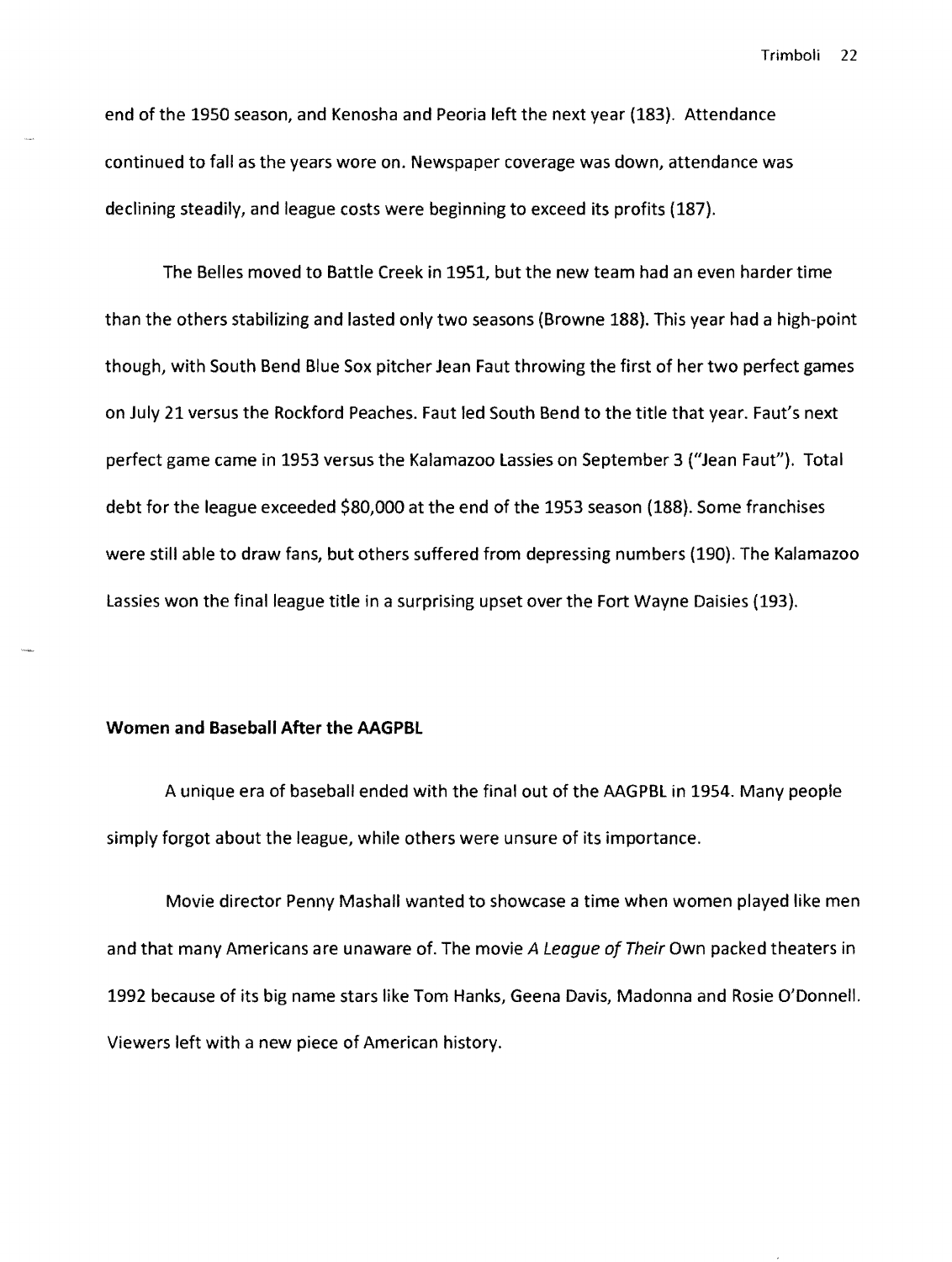end of the 1950 season, and Kenosha and Peoria left the next year (183). Attendance continued to fall as the years wore on. Newspaper coverage was down, attendance was declining steadily, and league costs were beginning to exceed its profits (187).

The Belles moved to Battle Creek in 1951, but the new team had an even harder time than the others stabilizing and lasted only two seasons (Browne 188). This year had a high-point though, with South Bend Blue Sox pitcher Jean Faut throwing the first of her two perfect games on July 21 versus the Rockford Peaches. Faut led South Bend to the title that year. Faut's next perfect game came in 1953 versus the Kalamazoo Lassies on September 3 ("Jean Faut"). Total debt for the league exceeded $80,000 at the end of the 1953 season (188). Some franchises were still able to draw fans, but others suffered from depressing numbers (190). The Kalamazoo Lassies won the final league title in a surprising upset over the Fort Wayne Daisies (193).

### Women and Baseball After the AAGPBL

A unique era of baseball ended with the final out of the AAGPBL in 1954. Many people simply forgot about the league, while others were unsure of its importance.

Movie director Penny Mashall wanted to showcase a time when women played like men and that many Americans are unaware of. The movie *A League of Their* Own packed theaters in 1992 because of its big name stars like Tom Hanks, Geena Davis, Madonna and Rosie O'Donnell. Viewers left with a new piece of American history.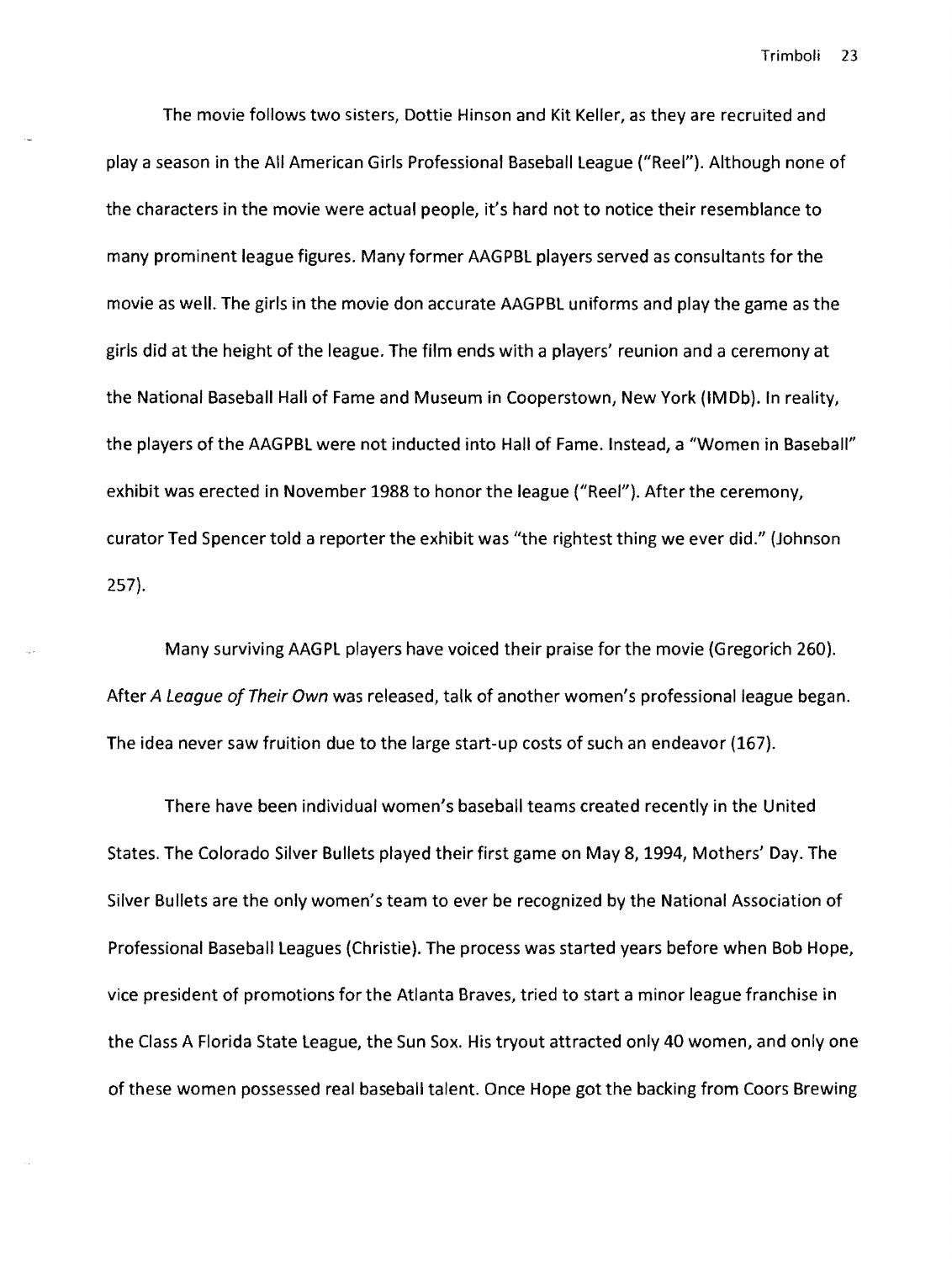The movie follows two sisters, Dottie Hinson and Kit Keller, as they are recruited and play a season in the All American Girls Professional Baseball League ("Reel"). Although none of the characters in the movie were actual people, it's hard not to notice their resemblance to many prominent league figures. Many former AAGPBL players served as consultants for the movie as well. The girls in the movie don accurate AAGPBL uniforms and play the game as the girls did at the height of the league. The film ends with a players' reunion and a ceremony at the National Baseball Hall of Fame and Museum in Cooperstown, New York (IMDb). In reality, the players of the AAGPBL were not inducted into Hall of Fame. Instead, a "Women in Baseball" exhibit was erected in November 1988 to honor the league ("Reel"). After the ceremony, curator Ted Spencer told a reporter the exhibit was "the rightest thing we ever did." (Johnson 257).

Many surviving AAGPL players have voiced their praise for the movie (Gregorich 260). After *A League of Their Own* was released, talk of another women's professional league began. The idea never saw fruition due to the large start-up costs of such an endeavor (167).

There have been individual women's baseball teams created recently in the United States. The Colorado Silver Bullets played their first game on May 8, 1994, Mothers' Day. The Silver Bullets are the only women's team to ever be recognized by the National Association of Professional Baseball Leagues (Christie). The process was started years before when Bob Hope, vice president of promotions for the Atlanta Braves, tried to start a minor league franchise in the Class A Florida State League, the Sun Sox. His tryout attracted only 40 women, and only one of these women possessed real baseball talent. Once Hope got the backing from Coors Brewing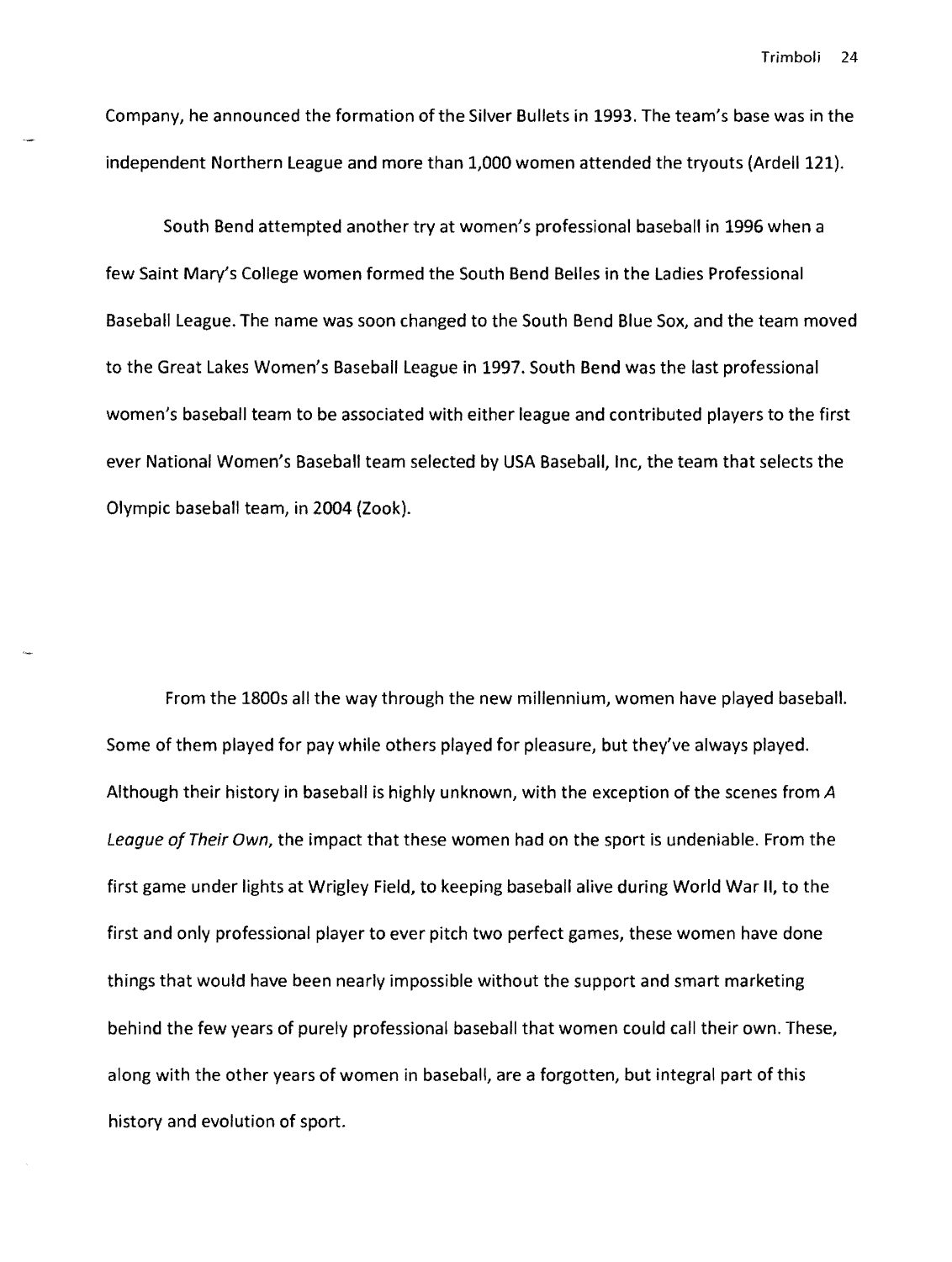Company, he announced the formation of the Silver Bullets in 1993. The team's base was in the independent Northern League and more than 1,000 women attended the tryouts (Ardell 121).

South Bend attempted another try at women's professional baseball in 1996 when a few Saint Mary's College women formed the South Bend Belles in the Ladies Professional Baseball League. The name was soon changed to the South Bend Blue Sox, and the team moved to the Great Lakes Women's Baseball League in 1997. South Bend was the last professional women's baseball team to be associated with either league and contributed players to the first ever National Women's Baseball team selected by USA Baseball, Inc, the team that selects the Olympic baseball team, in 2004 (Zook).

From the 1800s all the way through the new millennium, women have played baseball. Some of them played for pay while others played for pleasure, but they've always played. Although their history in baseball is highly unknown, with the exception of the scenes from *A League of Their Own*, the impact that these women had on the sport is undeniable. From the first game under lights at Wrigley Field, to keeping baseball alive during World War II, to the first and only professional player to ever pitch two perfect games, these women have done things that would have been nearly impossible without the support and smart marketing behind the few years of purely professional baseball that women could call their own. These, along with the other years of women in baseball, are a forgotten, but integral part of this history and evolution of sport.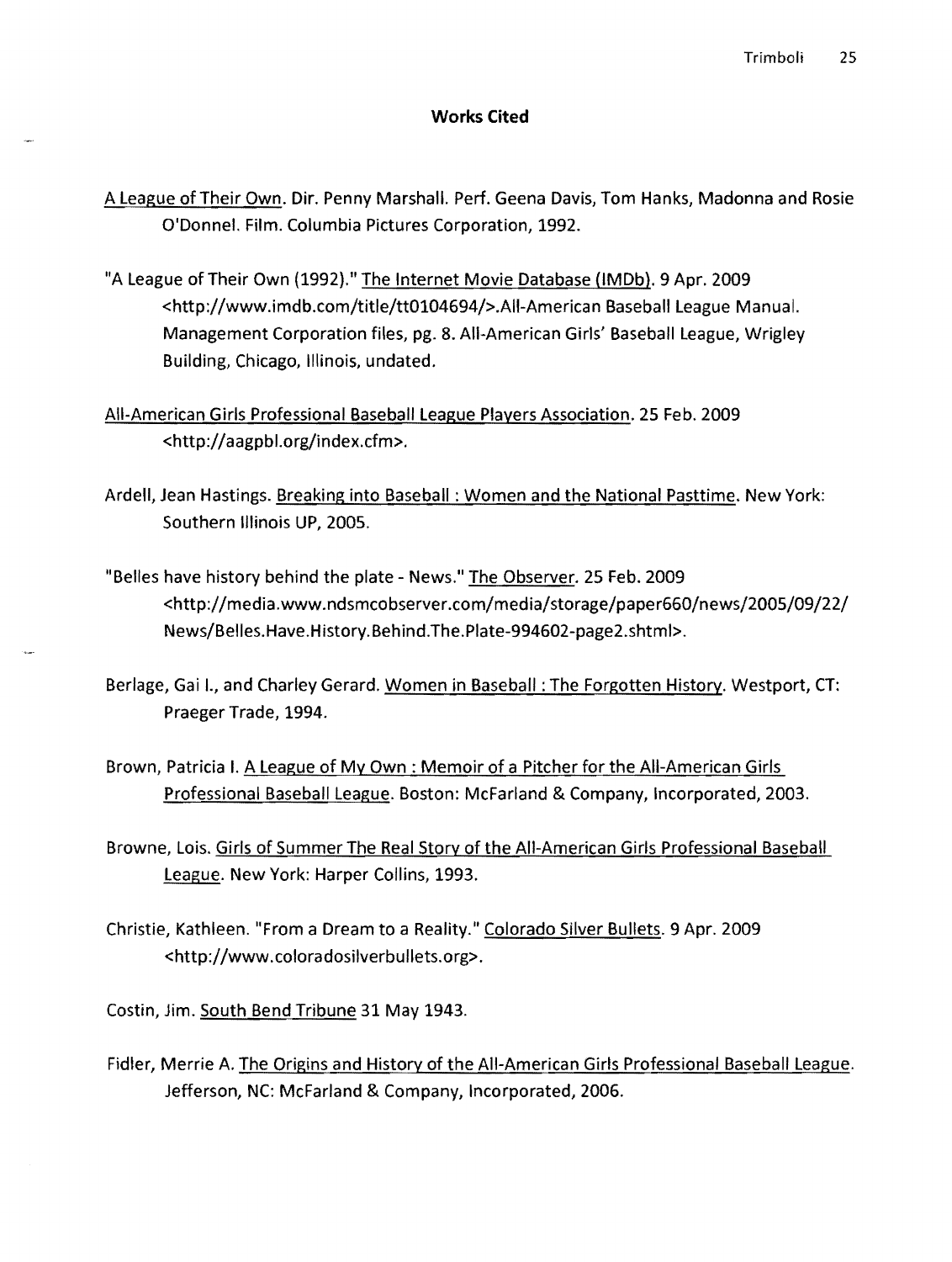## Works Cited

A League of Their Own. Dir. Penny Marshall. Perf. Geena Davis, Tom Hanks, Madonna and Rosie O'Donnel. Film. Columbia Pictures Corporation, 1992.

"A League of Their Own (1992)." The Internet Movie Database (IMDb). 9 Apr. 2009 <http://www.imdb.com/title/tt0104694/>.All-American Baseball League Manual. Management Corporation files, pg. 8. All-American Girls' Baseball League, Wrigley Building, Chicago, Illinois, undated.

All-American Girls Professional Baseball League Players Association. 25 Feb. 2009 <http://aagpbl.org/index.cfm>.

Ardell, Jean Hastings. Breaking into Baseball : Women and the National Pasttime. New York: Southern Illinois UP, 2005.

"Belles have history behind the plate - News." The Observer. 25 Feb. 2009 <http://media.www.ndsmcobserver.com/media/storage/paper660/news/2005/09/22/News/Belles.Have.History.Behind.The.Plate-994602-page2.shtml>.

Berlage, Gai I., and Charley Gerard. Women in Baseball : The Forgotten History. Westport, CT: Praeger Trade, 1994.

Brown, Patricia I. A League of My Own : Memoir of a Pitcher for the All-American Girls Professional Baseball League. Boston: McFarland & Company, Incorporated, 2003.

Browne, Lois. Girls of Summer The Real Story of the All-American Girls Professional Baseball League. New York: Harper Collins, 1993.

Christie, Kathleen. "From a Dream to a Reality." Colorado Silver Bullets. 9 Apr. 2009 <http://www.coloradosilverbullets.org>.

Costin, Jim. South Bend Tribune 31 May 1943.

Fidler, Merrie A. The Origins and History of the All-American Girls Professional Baseball League. Jefferson, NC: McFarland & Company, Incorporated, 2006.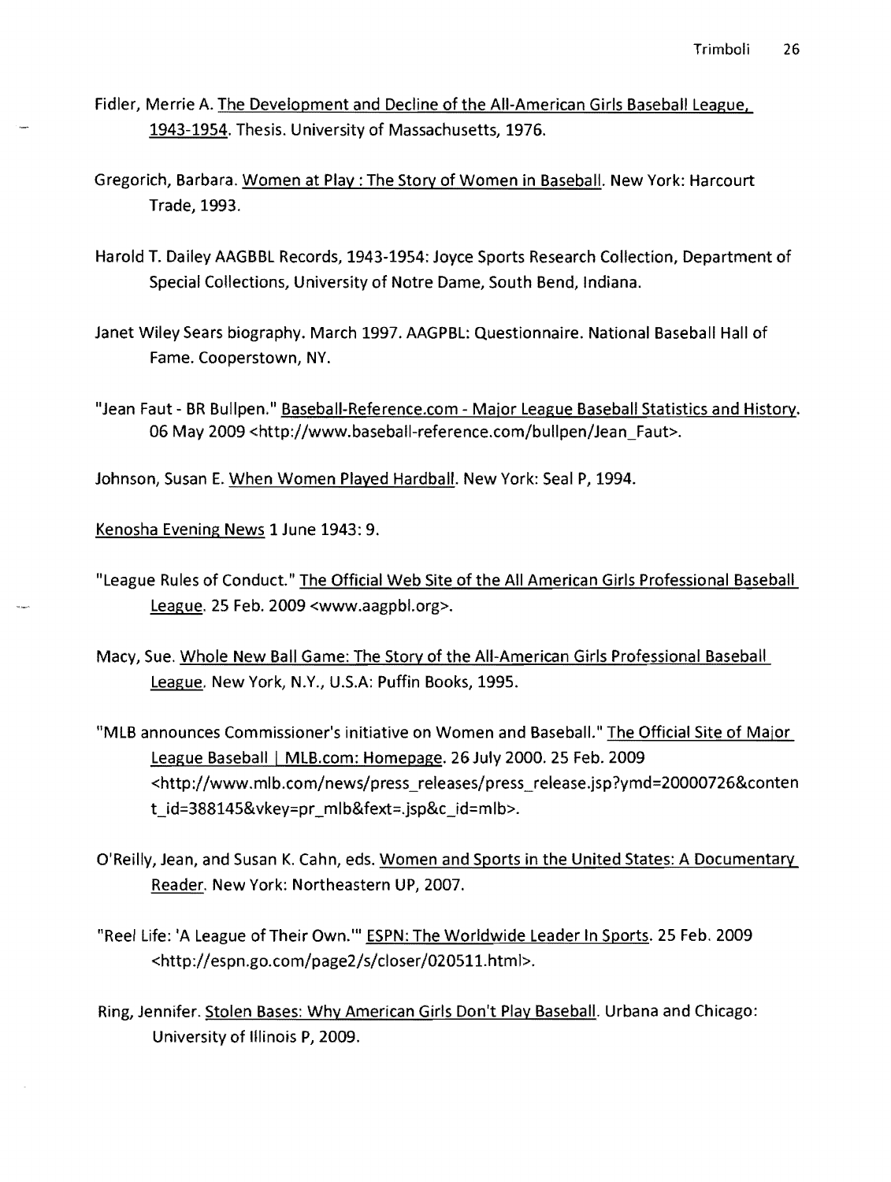Fidler, Merrie A. The Development and Decline of the All-American Girls Baseball League, 1943-1954. Thesis. University of Massachusetts, 1976.

Gregorich, Barbara. Women at Play : The Story of Women in Baseball. New York: Harcourt Trade, 1993.

Harold T. Dailey AAGBBL Records, 1943-1954: Joyce Sports Research Collection, Department of Special Collections, University of Notre Dame, South Bend, Indiana.

Janet Wiley Sears biography. March 1997. AAGPBL: Questionnaire. National Baseball Hall of Fame. Cooperstown, NY.

"Jean Faut - BR Bullpen." Baseball-Reference.com - Major League Baseball Statistics and History. 06 May 2009 <http://www.baseball-reference.com/bullpen/Jean_Faut>.

Johnson, Susan E. When Women Played Hardball. New York: Seal P, 1994.

Kenosha Evening News 1 June 1943: 9.

"League Rules of Conduct." The Official Web Site of the All American Girls Professional Baseball League. 25 Feb. 2009 <www.aagpbl.org>.

Macy, Sue. Whole New Ball Game: The Story of the All-American Girls Professional Baseball League. New York, N.Y., U.S.A: Puffin Books, 1995.

"MLB announces Commissioner's initiative on Women and Baseball." The Official Site of Major League Baseball | MLB.com: Homepage. 26 July 2000. 25 Feb. 2009 <http://www.mlb.com/news/press_releases/press_release.jsp?ymd=20000726&content_id=388145&vkey=pr_mlb&fext=.jsp&c_id=mlb>.

O'Reilly, Jean, and Susan K. Cahn, eds. Women and Sports in the United States: A Documentary Reader. New York: Northeastern UP, 2007.

"Reel Life: 'A League of Their Own.'" ESPN: The Worldwide Leader In Sports. 25 Feb. 2009 <http://espn.go.com/page2/s/closer/020511.html>.

Ring, Jennifer. Stolen Bases: Why American Girls Don't Play Baseball. Urbana and Chicago: University of Illinois P, 2009.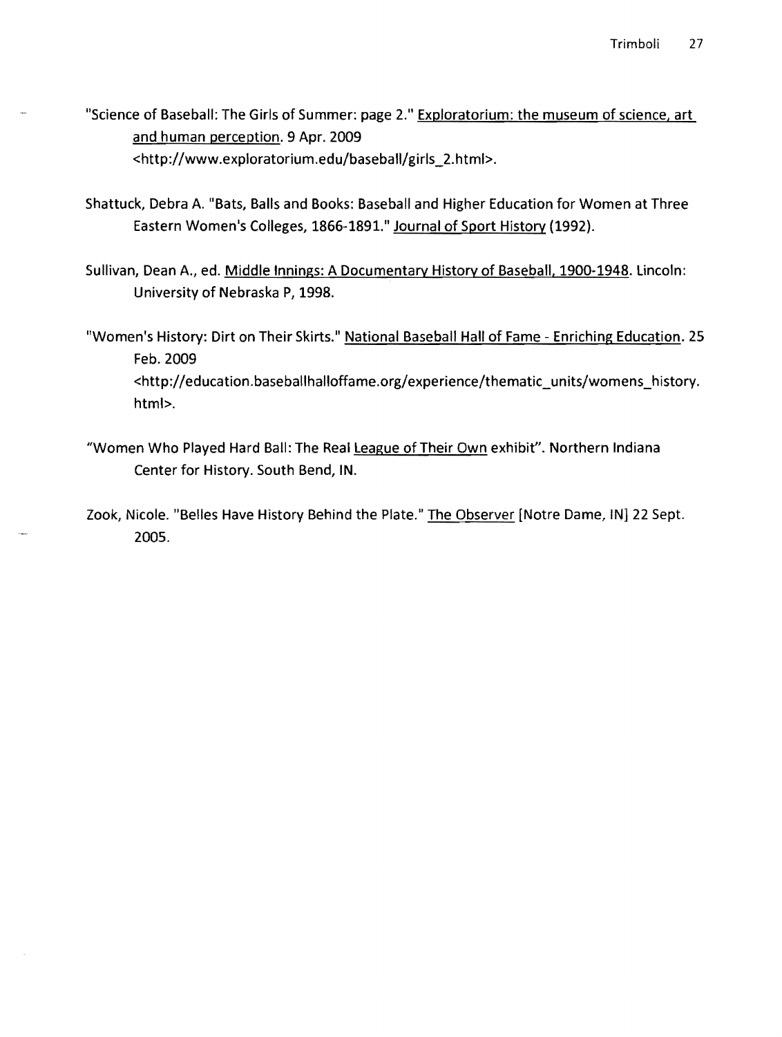"Science of Baseball: The Girls of Summer: page 2." Exploratorium: the museum of science, art and human perception. 9 Apr. 2009 <http://www.exploratorium.edu/baseball/girls_2.html>.

Shattuck, Debra A. "Bats, Balls and Books: Baseball and Higher Education for Women at Three Eastern Women's Colleges, 1866-1891." Journal of Sport History (1992).

Sullivan, Dean A., ed. Middle Innings: A Documentary History of Baseball, 1900-1948. Lincoln: University of Nebraska P, 1998.

"Women's History: Dirt on Their Skirts." National Baseball Hall of Fame - Enriching Education. 25 Feb. 2009 <http://education.baseballhalloffame.org/experience/thematic_units/womens_history.html>.

"Women Who Played Hard Ball: The Real League of Their Own exhibit". Northern Indiana Center for History. South Bend, IN.

Zook, Nicole. "Belles Have History Behind the Plate." The Observer [Notre Dame, IN] 22 Sept. 2005.